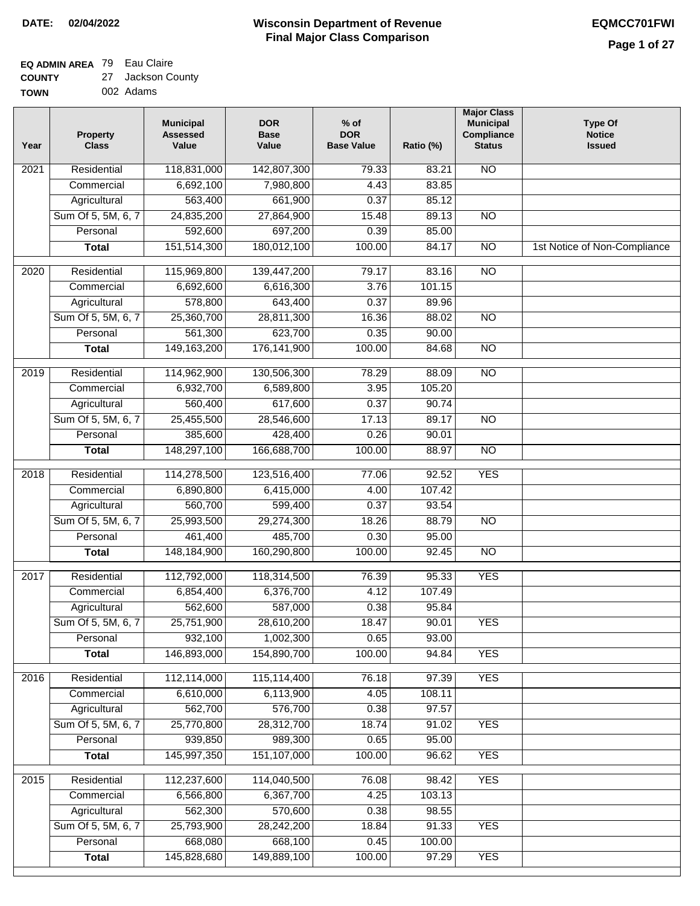**DATE:** 02/04/2022

# Wisconsin Department of Revenue
## Final Major Class Comparison

**EQMCC701FWI**

**EQ ADMIN AREA** 79 Eau Claire
**COUNTY** 27 Jackson County
**TOWN** 002 Adams

| Year | Property Class | Municipal Assessed Value | DOR Base Value | % of DOR Base Value | Ratio (%) | Major Class Municipal Compliance Status | Type Of Notice Issued |
|---|---|---|---|---|---|---|---|
| 2021 | Residential | 118,831,000 | 142,807,300 | 79.33 | 83.21 | NO | |
| | Commercial | 6,692,100 | 7,980,800 | 4.43 | 83.85 | | |
| | Agricultural | 563,400 | 661,900 | 0.37 | 85.12 | | |
| | Sum Of 5, 5M, 6, 7 | 24,835,200 | 27,864,900 | 15.48 | 89.13 | NO | |
| | Personal | 592,600 | 697,200 | 0.39 | 85.00 | | |
| | **Total** | 151,514,300 | 180,012,100 | 100.00 | 84.17 | NO | 1st Notice of Non-Compliance |
| 2020 | Residential | 115,969,800 | 139,447,200 | 79.17 | 83.16 | NO | |
| | Commercial | 6,692,600 | 6,616,300 | 3.76 | 101.15 | | |
| | Agricultural | 578,800 | 643,400 | 0.37 | 89.96 | | |
| | Sum Of 5, 5M, 6, 7 | 25,360,700 | 28,811,300 | 16.36 | 88.02 | NO | |
| | Personal | 561,300 | 623,700 | 0.35 | 90.00 | | |
| | **Total** | 149,163,200 | 176,141,900 | 100.00 | 84.68 | NO | |
| 2019 | Residential | 114,962,900 | 130,506,300 | 78.29 | 88.09 | NO | |
| | Commercial | 6,932,700 | 6,589,800 | 3.95 | 105.20 | | |
| | Agricultural | 560,400 | 617,600 | 0.37 | 90.74 | | |
| | Sum Of 5, 5M, 6, 7 | 25,455,500 | 28,546,600 | 17.13 | 89.17 | NO | |
| | Personal | 385,600 | 428,400 | 0.26 | 90.01 | | |
| | **Total** | 148,297,100 | 166,688,700 | 100.00 | 88.97 | NO | |
| 2018 | Residential | 114,278,500 | 123,516,400 | 77.06 | 92.52 | YES | |
| | Commercial | 6,890,800 | 6,415,000 | 4.00 | 107.42 | | |
| | Agricultural | 560,700 | 599,400 | 0.37 | 93.54 | | |
| | Sum Of 5, 5M, 6, 7 | 25,993,500 | 29,274,300 | 18.26 | 88.79 | NO | |
| | Personal | 461,400 | 485,700 | 0.30 | 95.00 | | |
| | **Total** | 148,184,900 | 160,290,800 | 100.00 | 92.45 | NO | |
| 2017 | Residential | 112,792,000 | 118,314,500 | 76.39 | 95.33 | YES | |
| | Commercial | 6,854,400 | 6,376,700 | 4.12 | 107.49 | | |
| | Agricultural | 562,600 | 587,000 | 0.38 | 95.84 | | |
| | Sum Of 5, 5M, 6, 7 | 25,751,900 | 28,610,200 | 18.47 | 90.01 | YES | |
| | Personal | 932,100 | 1,002,300 | 0.65 | 93.00 | | |
| | **Total** | 146,893,000 | 154,890,700 | 100.00 | 94.84 | YES | |
| 2016 | Residential | 112,114,000 | 115,114,400 | 76.18 | 97.39 | YES | |
| | Commercial | 6,610,000 | 6,113,900 | 4.05 | 108.11 | | |
| | Agricultural | 562,700 | 576,700 | 0.38 | 97.57 | | |
| | Sum Of 5, 5M, 6, 7 | 25,770,800 | 28,312,700 | 18.74 | 91.02 | YES | |
| | Personal | 939,850 | 989,300 | 0.65 | 95.00 | | |
| | **Total** | 145,997,350 | 151,107,000 | 100.00 | 96.62 | YES | |
| 2015 | Residential | 112,237,600 | 114,040,500 | 76.08 | 98.42 | YES | |
| | Commercial | 6,566,800 | 6,367,700 | 4.25 | 103.13 | | |
| | Agricultural | 562,300 | 570,600 | 0.38 | 98.55 | | |
| | Sum Of 5, 5M, 6, 7 | 25,793,900 | 28,242,200 | 18.84 | 91.33 | YES | |
| | Personal | 668,080 | 668,100 | 0.45 | 100.00 | | |
| | **Total** | 145,828,680 | 149,889,100 | 100.00 | 97.29 | YES | |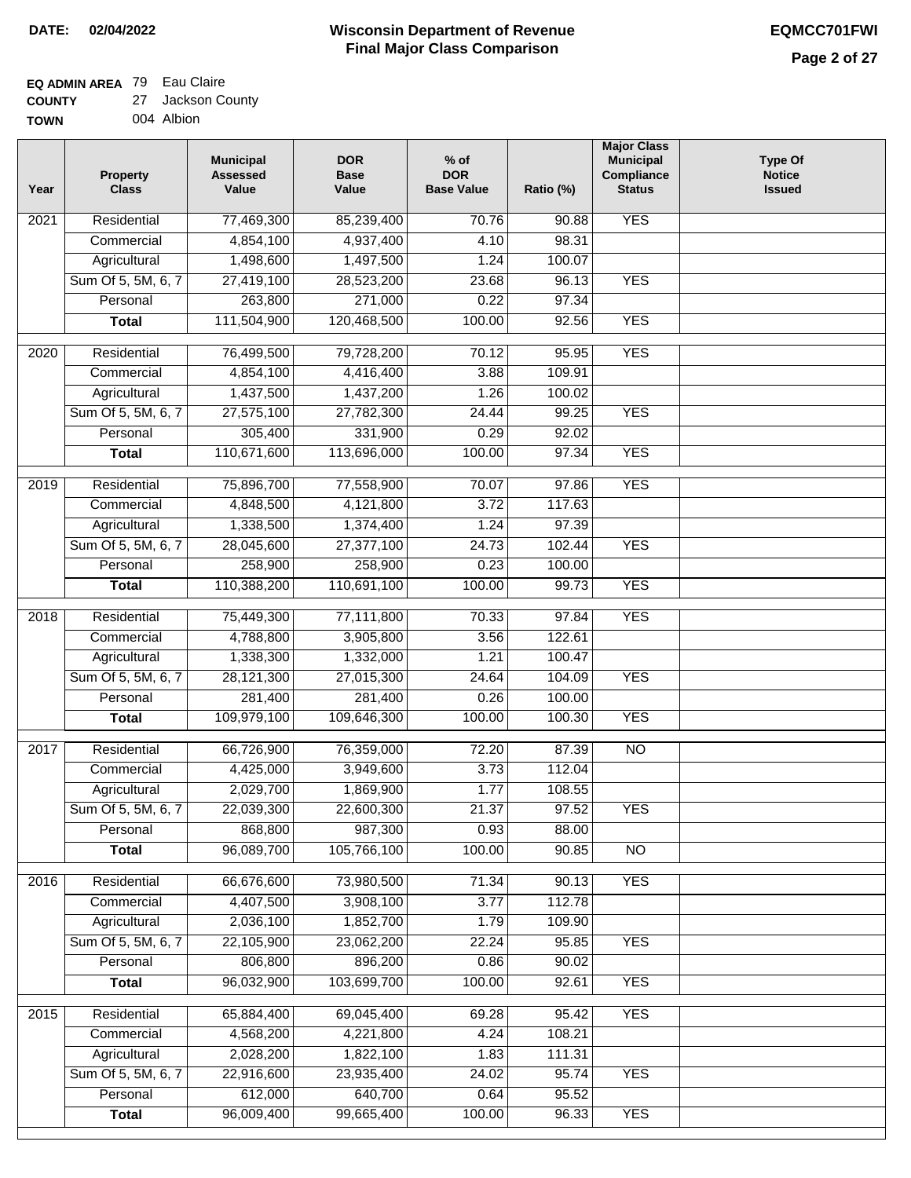**DATE:** 02/04/2022

# Wisconsin Department of Revenue
## Final Major Class Comparison

**EQMCC701FWI**

**EQ ADMIN AREA** 79 Eau Claire
**COUNTY** 27 Jackson County
**TOWN** 004 Albion

| Year | Property Class | Municipal Assessed Value | DOR Base Value | % of DOR Base Value | Ratio (%) | Major Class Municipal Compliance Status | Type Of Notice Issued |
|---|---|---|---|---|---|---|---|
| 2021 | Residential | 77,469,300 | 85,239,400 | 70.76 | 90.88 | YES | |
| | Commercial | 4,854,100 | 4,937,400 | 4.10 | 98.31 | | |
| | Agricultural | 1,498,600 | 1,497,500 | 1.24 | 100.07 | | |
| | Sum Of 5, 5M, 6, 7 | 27,419,100 | 28,523,200 | 23.68 | 96.13 | YES | |
| | Personal | 263,800 | 271,000 | 0.22 | 97.34 | | |
| | **Total** | 111,504,900 | 120,468,500 | 100.00 | 92.56 | YES | |
| 2020 | Residential | 76,499,500 | 79,728,200 | 70.12 | 95.95 | YES | |
| | Commercial | 4,854,100 | 4,416,400 | 3.88 | 109.91 | | |
| | Agricultural | 1,437,500 | 1,437,200 | 1.26 | 100.02 | | |
| | Sum Of 5, 5M, 6, 7 | 27,575,100 | 27,782,300 | 24.44 | 99.25 | YES | |
| | Personal | 305,400 | 331,900 | 0.29 | 92.02 | | |
| | **Total** | 110,671,600 | 113,696,000 | 100.00 | 97.34 | YES | |
| 2019 | Residential | 75,896,700 | 77,558,900 | 70.07 | 97.86 | YES | |
| | Commercial | 4,848,500 | 4,121,800 | 3.72 | 117.63 | | |
| | Agricultural | 1,338,500 | 1,374,400 | 1.24 | 97.39 | | |
| | Sum Of 5, 5M, 6, 7 | 28,045,600 | 27,377,100 | 24.73 | 102.44 | YES | |
| | Personal | 258,900 | 258,900 | 0.23 | 100.00 | | |
| | **Total** | 110,388,200 | 110,691,100 | 100.00 | 99.73 | YES | |
| 2018 | Residential | 75,449,300 | 77,111,800 | 70.33 | 97.84 | YES | |
| | Commercial | 4,788,800 | 3,905,800 | 3.56 | 122.61 | | |
| | Agricultural | 1,338,300 | 1,332,000 | 1.21 | 100.47 | | |
| | Sum Of 5, 5M, 6, 7 | 28,121,300 | 27,015,300 | 24.64 | 104.09 | YES | |
| | Personal | 281,400 | 281,400 | 0.26 | 100.00 | | |
| | **Total** | 109,979,100 | 109,646,300 | 100.00 | 100.30 | YES | |
| 2017 | Residential | 66,726,900 | 76,359,000 | 72.20 | 87.39 | NO | |
| | Commercial | 4,425,000 | 3,949,600 | 3.73 | 112.04 | | |
| | Agricultural | 2,029,700 | 1,869,900 | 1.77 | 108.55 | | |
| | Sum Of 5, 5M, 6, 7 | 22,039,300 | 22,600,300 | 21.37 | 97.52 | YES | |
| | Personal | 868,800 | 987,300 | 0.93 | 88.00 | | |
| | **Total** | 96,089,700 | 105,766,100 | 100.00 | 90.85 | NO | |
| 2016 | Residential | 66,676,600 | 73,980,500 | 71.34 | 90.13 | YES | |
| | Commercial | 4,407,500 | 3,908,100 | 3.77 | 112.78 | | |
| | Agricultural | 2,036,100 | 1,852,700 | 1.79 | 109.90 | | |
| | Sum Of 5, 5M, 6, 7 | 22,105,900 | 23,062,200 | 22.24 | 95.85 | YES | |
| | Personal | 806,800 | 896,200 | 0.86 | 90.02 | | |
| | **Total** | 96,032,900 | 103,699,700 | 100.00 | 92.61 | YES | |
| 2015 | Residential | 65,884,400 | 69,045,400 | 69.28 | 95.42 | YES | |
| | Commercial | 4,568,200 | 4,221,800 | 4.24 | 108.21 | | |
| | Agricultural | 2,028,200 | 1,822,100 | 1.83 | 111.31 | | |
| | Sum Of 5, 5M, 6, 7 | 22,916,600 | 23,935,400 | 24.02 | 95.74 | YES | |
| | Personal | 612,000 | 640,700 | 0.64 | 95.52 | | |
| | **Total** | 96,009,400 | 99,665,400 | 100.00 | 96.33 | YES | |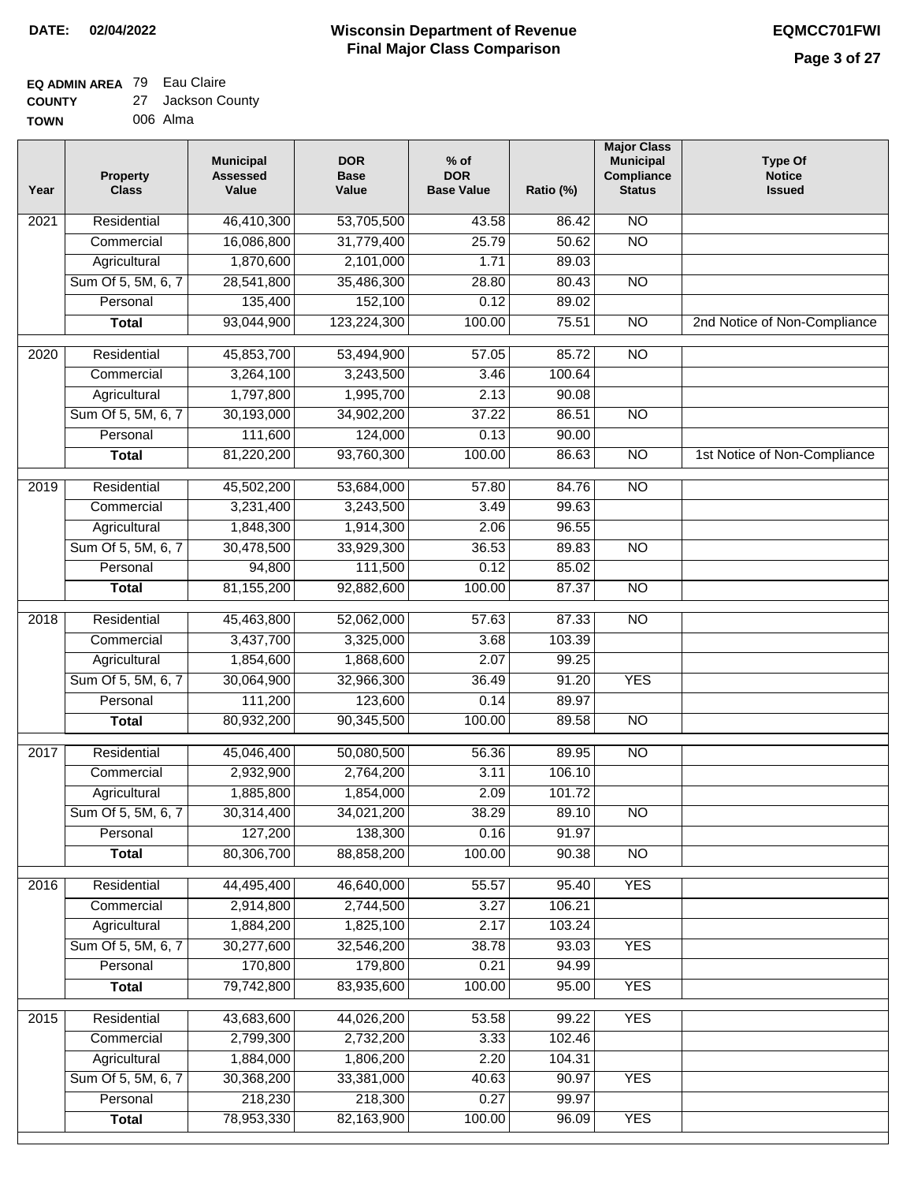**DATE:** 02/04/2022

# Wisconsin Department of Revenue
## Final Major Class Comparison

**EQMCC701FWI**

**EQ ADMIN AREA** 79 Eau Claire
**COUNTY** 27 Jackson County
**TOWN** 006 Alma

| Year | Property Class | Municipal Assessed Value | DOR Base Value | % of DOR Base Value | Ratio (%) | Major Class Municipal Compliance Status | Type Of Notice Issued |
|---|---|---|---|---|---|---|---|
| 2021 | Residential | 46,410,300 | 53,705,500 | 43.58 | 86.42 | NO | |
| | Commercial | 16,086,800 | 31,779,400 | 25.79 | 50.62 | NO | |
| | Agricultural | 1,870,600 | 2,101,000 | 1.71 | 89.03 | | |
| | Sum Of 5, 5M, 6, 7 | 28,541,800 | 35,486,300 | 28.80 | 80.43 | NO | |
| | Personal | 135,400 | 152,100 | 0.12 | 89.02 | | |
| | **Total** | 93,044,900 | 123,224,300 | 100.00 | 75.51 | NO | 2nd Notice of Non-Compliance |
| 2020 | Residential | 45,853,700 | 53,494,900 | 57.05 | 85.72 | NO | |
| | Commercial | 3,264,100 | 3,243,500 | 3.46 | 100.64 | | |
| | Agricultural | 1,797,800 | 1,995,700 | 2.13 | 90.08 | | |
| | Sum Of 5, 5M, 6, 7 | 30,193,000 | 34,902,200 | 37.22 | 86.51 | NO | |
| | Personal | 111,600 | 124,000 | 0.13 | 90.00 | | |
| | **Total** | 81,220,200 | 93,760,300 | 100.00 | 86.63 | NO | 1st Notice of Non-Compliance |
| 2019 | Residential | 45,502,200 | 53,684,000 | 57.80 | 84.76 | NO | |
| | Commercial | 3,231,400 | 3,243,500 | 3.49 | 99.63 | | |
| | Agricultural | 1,848,300 | 1,914,300 | 2.06 | 96.55 | | |
| | Sum Of 5, 5M, 6, 7 | 30,478,500 | 33,929,300 | 36.53 | 89.83 | NO | |
| | Personal | 94,800 | 111,500 | 0.12 | 85.02 | | |
| | **Total** | 81,155,200 | 92,882,600 | 100.00 | 87.37 | NO | |
| 2018 | Residential | 45,463,800 | 52,062,000 | 57.63 | 87.33 | NO | |
| | Commercial | 3,437,700 | 3,325,000 | 3.68 | 103.39 | | |
| | Agricultural | 1,854,600 | 1,868,600 | 2.07 | 99.25 | | |
| | Sum Of 5, 5M, 6, 7 | 30,064,900 | 32,966,300 | 36.49 | 91.20 | YES | |
| | Personal | 111,200 | 123,600 | 0.14 | 89.97 | | |
| | **Total** | 80,932,200 | 90,345,500 | 100.00 | 89.58 | NO | |
| 2017 | Residential | 45,046,400 | 50,080,500 | 56.36 | 89.95 | NO | |
| | Commercial | 2,932,900 | 2,764,200 | 3.11 | 106.10 | | |
| | Agricultural | 1,885,800 | 1,854,000 | 2.09 | 101.72 | | |
| | Sum Of 5, 5M, 6, 7 | 30,314,400 | 34,021,200 | 38.29 | 89.10 | NO | |
| | Personal | 127,200 | 138,300 | 0.16 | 91.97 | | |
| | **Total** | 80,306,700 | 88,858,200 | 100.00 | 90.38 | NO | |
| 2016 | Residential | 44,495,400 | 46,640,000 | 55.57 | 95.40 | YES | |
| | Commercial | 2,914,800 | 2,744,500 | 3.27 | 106.21 | | |
| | Agricultural | 1,884,200 | 1,825,100 | 2.17 | 103.24 | | |
| | Sum Of 5, 5M, 6, 7 | 30,277,600 | 32,546,200 | 38.78 | 93.03 | YES | |
| | Personal | 170,800 | 179,800 | 0.21 | 94.99 | | |
| | **Total** | 79,742,800 | 83,935,600 | 100.00 | 95.00 | YES | |
| 2015 | Residential | 43,683,600 | 44,026,200 | 53.58 | 99.22 | YES | |
| | Commercial | 2,799,300 | 2,732,200 | 3.33 | 102.46 | | |
| | Agricultural | 1,884,000 | 1,806,200 | 2.20 | 104.31 | | |
| | Sum Of 5, 5M, 6, 7 | 30,368,200 | 33,381,000 | 40.63 | 90.97 | YES | |
| | Personal | 218,230 | 218,300 | 0.27 | 99.97 | | |
| | **Total** | 78,953,330 | 82,163,900 | 100.00 | 96.09 | YES | |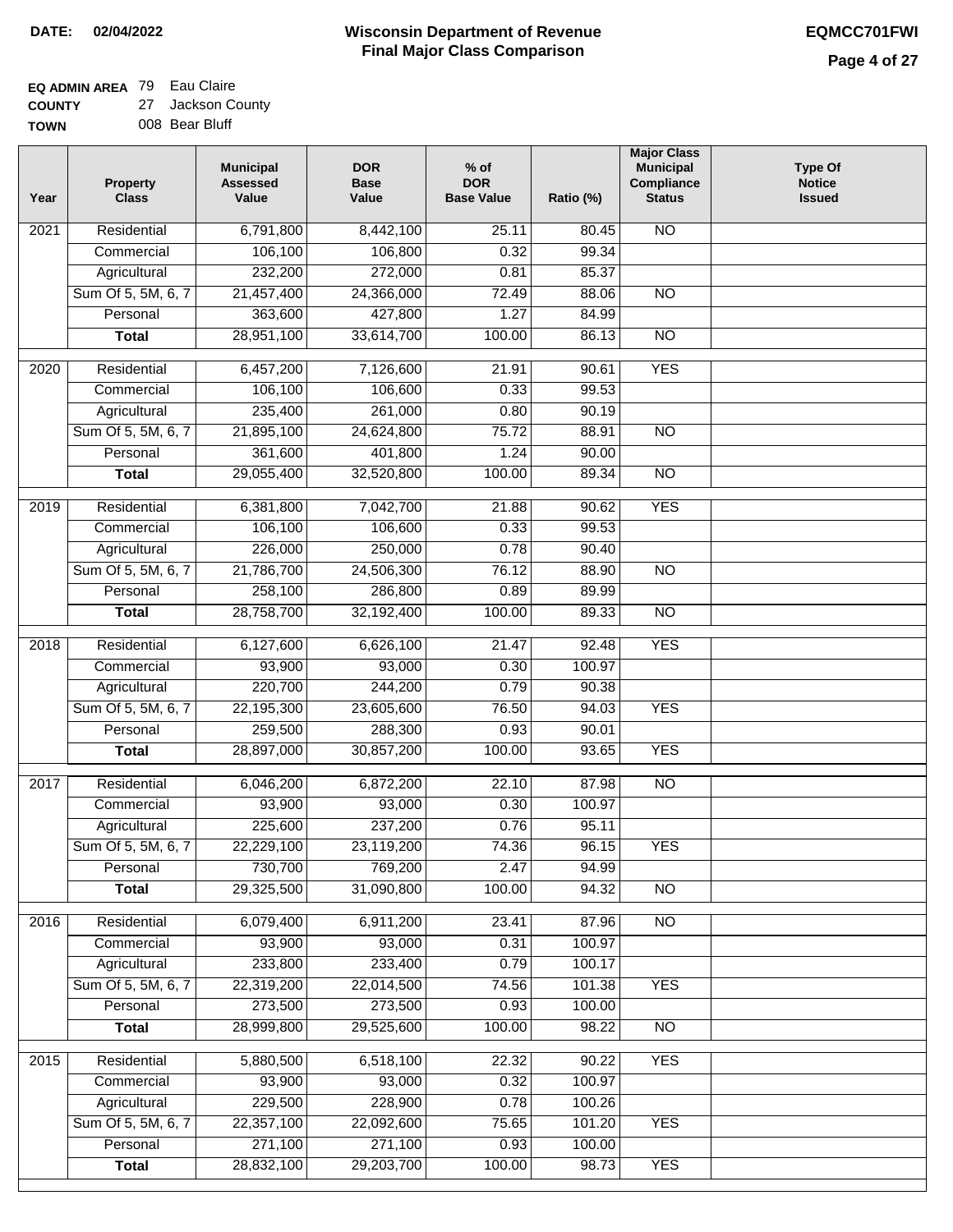**DATE: 02/04/2022**

# Wisconsin Department of Revenue
## Final Major Class Comparison

**EQMCC701FWI**

**EQ ADMIN AREA** 79 Eau Claire
**COUNTY** 27 Jackson County
**TOWN** 008 Bear Bluff

| Year | Property Class | Municipal Assessed Value | DOR Base Value | % of DOR Base Value | Ratio (%) | Major Class Municipal Compliance Status | Type Of Notice Issued |
|---|---|---|---|---|---|---|---|
| 2021 | Residential | 6,791,800 | 8,442,100 | 25.11 | 80.45 | NO | |
| | Commercial | 106,100 | 106,800 | 0.32 | 99.34 | | |
| | Agricultural | 232,200 | 272,000 | 0.81 | 85.37 | | |
| | Sum Of 5, 5M, 6, 7 | 21,457,400 | 24,366,000 | 72.49 | 88.06 | NO | |
| | Personal | 363,600 | 427,800 | 1.27 | 84.99 | | |
| | **Total** | 28,951,100 | 33,614,700 | 100.00 | 86.13 | NO | |
| 2020 | Residential | 6,457,200 | 7,126,600 | 21.91 | 90.61 | YES | |
| | Commercial | 106,100 | 106,600 | 0.33 | 99.53 | | |
| | Agricultural | 235,400 | 261,000 | 0.80 | 90.19 | | |
| | Sum Of 5, 5M, 6, 7 | 21,895,100 | 24,624,800 | 75.72 | 88.91 | NO | |
| | Personal | 361,600 | 401,800 | 1.24 | 90.00 | | |
| | **Total** | 29,055,400 | 32,520,800 | 100.00 | 89.34 | NO | |
| 2019 | Residential | 6,381,800 | 7,042,700 | 21.88 | 90.62 | YES | |
| | Commercial | 106,100 | 106,600 | 0.33 | 99.53 | | |
| | Agricultural | 226,000 | 250,000 | 0.78 | 90.40 | | |
| | Sum Of 5, 5M, 6, 7 | 21,786,700 | 24,506,300 | 76.12 | 88.90 | NO | |
| | Personal | 258,100 | 286,800 | 0.89 | 89.99 | | |
| | **Total** | 28,758,700 | 32,192,400 | 100.00 | 89.33 | NO | |
| 2018 | Residential | 6,127,600 | 6,626,100 | 21.47 | 92.48 | YES | |
| | Commercial | 93,900 | 93,000 | 0.30 | 100.97 | | |
| | Agricultural | 220,700 | 244,200 | 0.79 | 90.38 | | |
| | Sum Of 5, 5M, 6, 7 | 22,195,300 | 23,605,600 | 76.50 | 94.03 | YES | |
| | Personal | 259,500 | 288,300 | 0.93 | 90.01 | | |
| | **Total** | 28,897,000 | 30,857,200 | 100.00 | 93.65 | YES | |
| 2017 | Residential | 6,046,200 | 6,872,200 | 22.10 | 87.98 | NO | |
| | Commercial | 93,900 | 93,000 | 0.30 | 100.97 | | |
| | Agricultural | 225,600 | 237,200 | 0.76 | 95.11 | | |
| | Sum Of 5, 5M, 6, 7 | 22,229,100 | 23,119,200 | 74.36 | 96.15 | YES | |
| | Personal | 730,700 | 769,200 | 2.47 | 94.99 | | |
| | **Total** | 29,325,500 | 31,090,800 | 100.00 | 94.32 | NO | |
| 2016 | Residential | 6,079,400 | 6,911,200 | 23.41 | 87.96 | NO | |
| | Commercial | 93,900 | 93,000 | 0.31 | 100.97 | | |
| | Agricultural | 233,800 | 233,400 | 0.79 | 100.17 | | |
| | Sum Of 5, 5M, 6, 7 | 22,319,200 | 22,014,500 | 74.56 | 101.38 | YES | |
| | Personal | 273,500 | 273,500 | 0.93 | 100.00 | | |
| | **Total** | 28,999,800 | 29,525,600 | 100.00 | 98.22 | NO | |
| 2015 | Residential | 5,880,500 | 6,518,100 | 22.32 | 90.22 | YES | |
| | Commercial | 93,900 | 93,000 | 0.32 | 100.97 | | |
| | Agricultural | 229,500 | 228,900 | 0.78 | 100.26 | | |
| | Sum Of 5, 5M, 6, 7 | 22,357,100 | 22,092,600 | 75.65 | 101.20 | YES | |
| | Personal | 271,100 | 271,100 | 0.93 | 100.00 | | |
| | **Total** | 28,832,100 | 29,203,700 | 100.00 | 98.73 | YES | |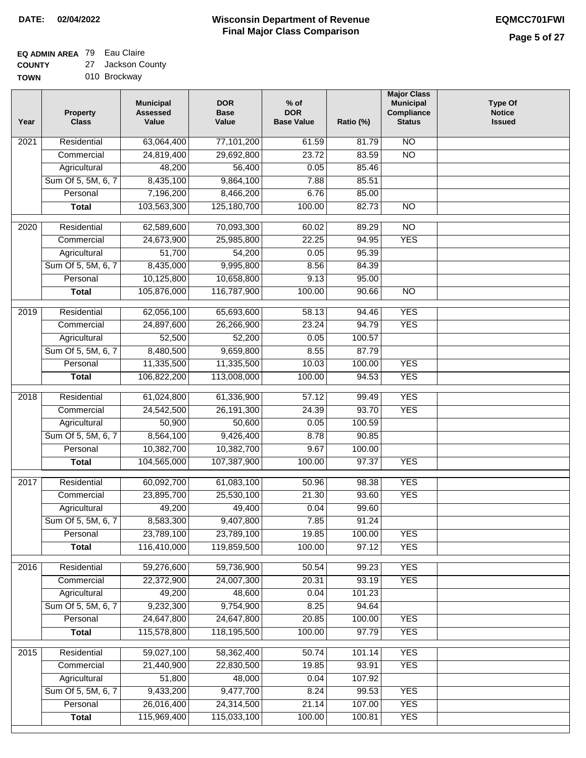**DATE: 02/04/2022**

# Wisconsin Department of Revenue
## Final Major Class Comparison

**EQMCC701FWI**

**EQ ADMIN AREA** 79 Eau Claire
**COUNTY** 27 Jackson County
**TOWN** 010 Brockway

| Year | Property Class | Municipal Assessed Value | DOR Base Value | % of DOR Base Value | Ratio (%) | Major Class Municipal Compliance Status | Type Of Notice Issued |
|---|---|---|---|---|---|---|---|
| 2021 | Residential | 63,064,400 | 77,101,200 | 61.59 | 81.79 | NO | |
| | Commercial | 24,819,400 | 29,692,800 | 23.72 | 83.59 | NO | |
| | Agricultural | 48,200 | 56,400 | 0.05 | 85.46 | | |
| | Sum Of 5, 5M, 6, 7 | 8,435,100 | 9,864,100 | 7.88 | 85.51 | | |
| | Personal | 7,196,200 | 8,466,200 | 6.76 | 85.00 | | |
| | **Total** | 103,563,300 | 125,180,700 | 100.00 | 82.73 | NO | |
| 2020 | Residential | 62,589,600 | 70,093,300 | 60.02 | 89.29 | NO | |
| | Commercial | 24,673,900 | 25,985,800 | 22.25 | 94.95 | YES | |
| | Agricultural | 51,700 | 54,200 | 0.05 | 95.39 | | |
| | Sum Of 5, 5M, 6, 7 | 8,435,000 | 9,995,800 | 8.56 | 84.39 | | |
| | Personal | 10,125,800 | 10,658,800 | 9.13 | 95.00 | | |
| | **Total** | 105,876,000 | 116,787,900 | 100.00 | 90.66 | NO | |
| 2019 | Residential | 62,056,100 | 65,693,600 | 58.13 | 94.46 | YES | |
| | Commercial | 24,897,600 | 26,266,900 | 23.24 | 94.79 | YES | |
| | Agricultural | 52,500 | 52,200 | 0.05 | 100.57 | | |
| | Sum Of 5, 5M, 6, 7 | 8,480,500 | 9,659,800 | 8.55 | 87.79 | | |
| | Personal | 11,335,500 | 11,335,500 | 10.03 | 100.00 | YES | |
| | **Total** | 106,822,200 | 113,008,000 | 100.00 | 94.53 | YES | |
| 2018 | Residential | 61,024,800 | 61,336,900 | 57.12 | 99.49 | YES | |
| | Commercial | 24,542,500 | 26,191,300 | 24.39 | 93.70 | YES | |
| | Agricultural | 50,900 | 50,600 | 0.05 | 100.59 | | |
| | Sum Of 5, 5M, 6, 7 | 8,564,100 | 9,426,400 | 8.78 | 90.85 | | |
| | Personal | 10,382,700 | 10,382,700 | 9.67 | 100.00 | | |
| | **Total** | 104,565,000 | 107,387,900 | 100.00 | 97.37 | YES | |
| 2017 | Residential | 60,092,700 | 61,083,100 | 50.96 | 98.38 | YES | |
| | Commercial | 23,895,700 | 25,530,100 | 21.30 | 93.60 | YES | |
| | Agricultural | 49,200 | 49,400 | 0.04 | 99.60 | | |
| | Sum Of 5, 5M, 6, 7 | 8,583,300 | 9,407,800 | 7.85 | 91.24 | | |
| | Personal | 23,789,100 | 23,789,100 | 19.85 | 100.00 | YES | |
| | **Total** | 116,410,000 | 119,859,500 | 100.00 | 97.12 | YES | |
| 2016 | Residential | 59,276,600 | 59,736,900 | 50.54 | 99.23 | YES | |
| | Commercial | 22,372,900 | 24,007,300 | 20.31 | 93.19 | YES | |
| | Agricultural | 49,200 | 48,600 | 0.04 | 101.23 | | |
| | Sum Of 5, 5M, 6, 7 | 9,232,300 | 9,754,900 | 8.25 | 94.64 | | |
| | Personal | 24,647,800 | 24,647,800 | 20.85 | 100.00 | YES | |
| | **Total** | 115,578,800 | 118,195,500 | 100.00 | 97.79 | YES | |
| 2015 | Residential | 59,027,100 | 58,362,400 | 50.74 | 101.14 | YES | |
| | Commercial | 21,440,900 | 22,830,500 | 19.85 | 93.91 | YES | |
| | Agricultural | 51,800 | 48,000 | 0.04 | 107.92 | | |
| | Sum Of 5, 5M, 6, 7 | 9,433,200 | 9,477,700 | 8.24 | 99.53 | YES | |
| | Personal | 26,016,400 | 24,314,500 | 21.14 | 107.00 | YES | |
| | **Total** | 115,969,400 | 115,033,100 | 100.00 | 100.81 | YES | |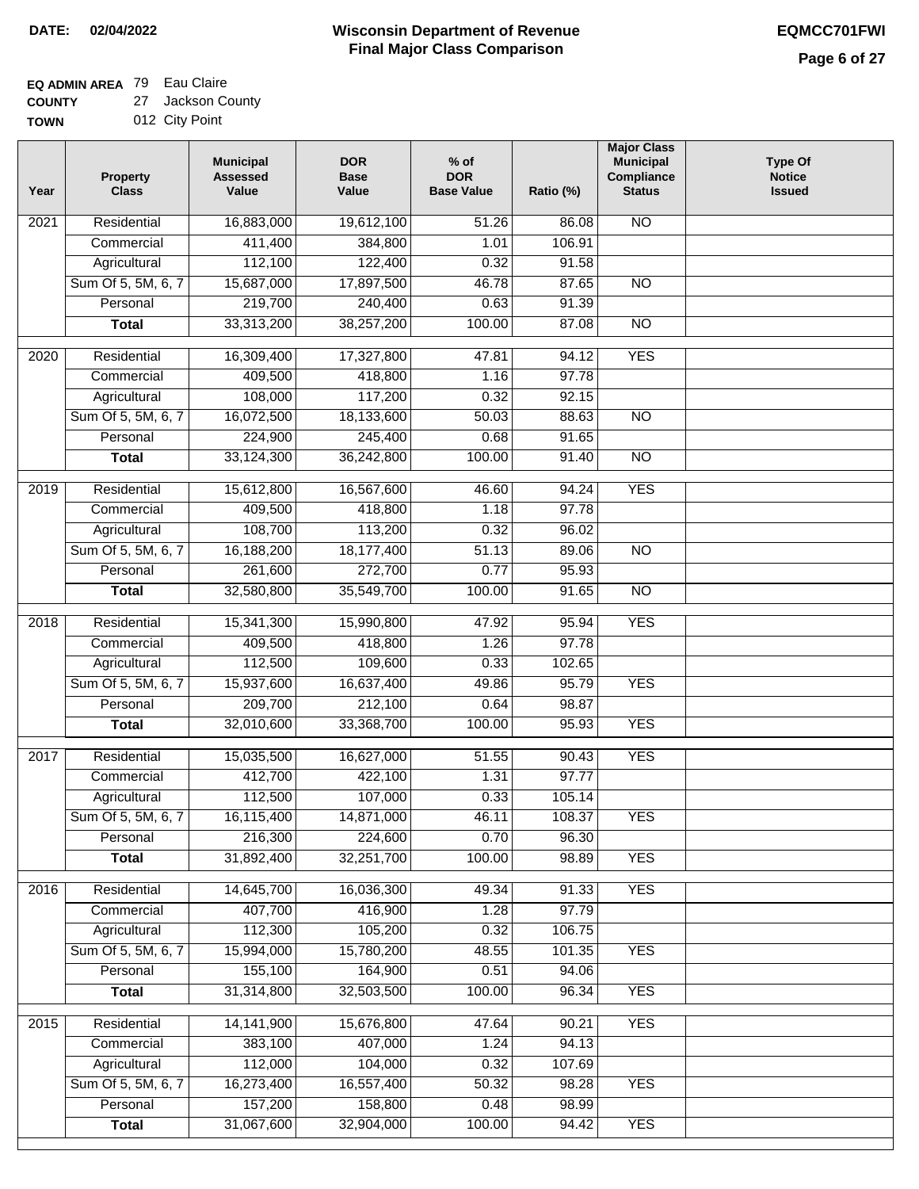**DATE: 02/04/2022**

# Wisconsin Department of Revenue
## Final Major Class Comparison

**EQMCC701FWI**

**EQ ADMIN AREA** 79 Eau Claire
**COUNTY** 27 Jackson County
**TOWN** 012 City Point

| Year | Property Class | Municipal Assessed Value | DOR Base Value | % of DOR Base Value | Ratio (%) | Major Class Municipal Compliance Status | Type Of Notice Issued |
|---|---|---|---|---|---|---|---|
| 2021 | Residential | 16,883,000 | 19,612,100 | 51.26 | 86.08 | NO | |
| | Commercial | 411,400 | 384,800 | 1.01 | 106.91 | | |
| | Agricultural | 112,100 | 122,400 | 0.32 | 91.58 | | |
| | Sum Of 5, 5M, 6, 7 | 15,687,000 | 17,897,500 | 46.78 | 87.65 | NO | |
| | Personal | 219,700 | 240,400 | 0.63 | 91.39 | | |
| | **Total** | 33,313,200 | 38,257,200 | 100.00 | 87.08 | NO | |
| 2020 | Residential | 16,309,400 | 17,327,800 | 47.81 | 94.12 | YES | |
| | Commercial | 409,500 | 418,800 | 1.16 | 97.78 | | |
| | Agricultural | 108,000 | 117,200 | 0.32 | 92.15 | | |
| | Sum Of 5, 5M, 6, 7 | 16,072,500 | 18,133,600 | 50.03 | 88.63 | NO | |
| | Personal | 224,900 | 245,400 | 0.68 | 91.65 | | |
| | **Total** | 33,124,300 | 36,242,800 | 100.00 | 91.40 | NO | |
| 2019 | Residential | 15,612,800 | 16,567,600 | 46.60 | 94.24 | YES | |
| | Commercial | 409,500 | 418,800 | 1.18 | 97.78 | | |
| | Agricultural | 108,700 | 113,200 | 0.32 | 96.02 | | |
| | Sum Of 5, 5M, 6, 7 | 16,188,200 | 18,177,400 | 51.13 | 89.06 | NO | |
| | Personal | 261,600 | 272,700 | 0.77 | 95.93 | | |
| | **Total** | 32,580,800 | 35,549,700 | 100.00 | 91.65 | NO | |
| 2018 | Residential | 15,341,300 | 15,990,800 | 47.92 | 95.94 | YES | |
| | Commercial | 409,500 | 418,800 | 1.26 | 97.78 | | |
| | Agricultural | 112,500 | 109,600 | 0.33 | 102.65 | | |
| | Sum Of 5, 5M, 6, 7 | 15,937,600 | 16,637,400 | 49.86 | 95.79 | YES | |
| | Personal | 209,700 | 212,100 | 0.64 | 98.87 | | |
| | **Total** | 32,010,600 | 33,368,700 | 100.00 | 95.93 | YES | |
| 2017 | Residential | 15,035,500 | 16,627,000 | 51.55 | 90.43 | YES | |
| | Commercial | 412,700 | 422,100 | 1.31 | 97.77 | | |
| | Agricultural | 112,500 | 107,000 | 0.33 | 105.14 | | |
| | Sum Of 5, 5M, 6, 7 | 16,115,400 | 14,871,000 | 46.11 | 108.37 | YES | |
| | Personal | 216,300 | 224,600 | 0.70 | 96.30 | | |
| | **Total** | 31,892,400 | 32,251,700 | 100.00 | 98.89 | YES | |
| 2016 | Residential | 14,645,700 | 16,036,300 | 49.34 | 91.33 | YES | |
| | Commercial | 407,700 | 416,900 | 1.28 | 97.79 | | |
| | Agricultural | 112,300 | 105,200 | 0.32 | 106.75 | | |
| | Sum Of 5, 5M, 6, 7 | 15,994,000 | 15,780,200 | 48.55 | 101.35 | YES | |
| | Personal | 155,100 | 164,900 | 0.51 | 94.06 | | |
| | **Total** | 31,314,800 | 32,503,500 | 100.00 | 96.34 | YES | |
| 2015 | Residential | 14,141,900 | 15,676,800 | 47.64 | 90.21 | YES | |
| | Commercial | 383,100 | 407,000 | 1.24 | 94.13 | | |
| | Agricultural | 112,000 | 104,000 | 0.32 | 107.69 | | |
| | Sum Of 5, 5M, 6, 7 | 16,273,400 | 16,557,400 | 50.32 | 98.28 | YES | |
| | Personal | 157,200 | 158,800 | 0.48 | 98.99 | | |
| | **Total** | 31,067,600 | 32,904,000 | 100.00 | 94.42 | YES | |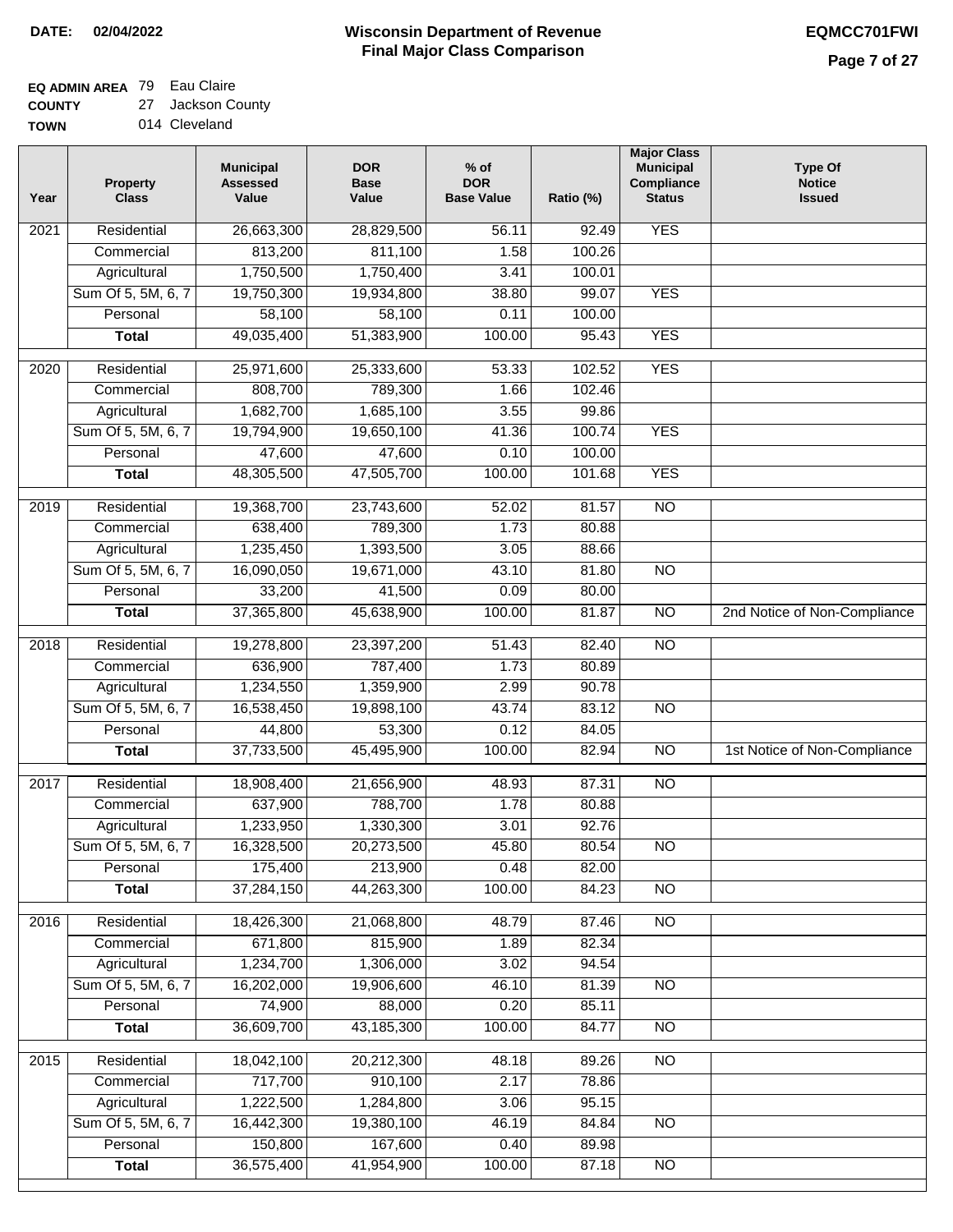**DATE: 02/04/2022**

# Wisconsin Department of Revenue
## Final Major Class Comparison

**EQMCC701FWI**

**EQ ADMIN AREA** 79 Eau Claire
**COUNTY** 27 Jackson County
**TOWN** 014 Cleveland

| Year | Property Class | Municipal Assessed Value | DOR Base Value | % of DOR Base Value | Ratio (%) | Major Class Municipal Compliance Status | Type Of Notice Issued |
|---|---|---|---|---|---|---|---|
| 2021 | Residential | 26,663,300 | 28,829,500 | 56.11 | 92.49 | YES | |
| | Commercial | 813,200 | 811,100 | 1.58 | 100.26 | | |
| | Agricultural | 1,750,500 | 1,750,400 | 3.41 | 100.01 | | |
| | Sum Of 5, 5M, 6, 7 | 19,750,300 | 19,934,800 | 38.80 | 99.07 | YES | |
| | Personal | 58,100 | 58,100 | 0.11 | 100.00 | | |
| | **Total** | 49,035,400 | 51,383,900 | 100.00 | 95.43 | YES | |
| 2020 | Residential | 25,971,600 | 25,333,600 | 53.33 | 102.52 | YES | |
| | Commercial | 808,700 | 789,300 | 1.66 | 102.46 | | |
| | Agricultural | 1,682,700 | 1,685,100 | 3.55 | 99.86 | | |
| | Sum Of 5, 5M, 6, 7 | 19,794,900 | 19,650,100 | 41.36 | 100.74 | YES | |
| | Personal | 47,600 | 47,600 | 0.10 | 100.00 | | |
| | **Total** | 48,305,500 | 47,505,700 | 100.00 | 101.68 | YES | |
| 2019 | Residential | 19,368,700 | 23,743,600 | 52.02 | 81.57 | NO | |
| | Commercial | 638,400 | 789,300 | 1.73 | 80.88 | | |
| | Agricultural | 1,235,450 | 1,393,500 | 3.05 | 88.66 | | |
| | Sum Of 5, 5M, 6, 7 | 16,090,050 | 19,671,000 | 43.10 | 81.80 | NO | |
| | Personal | 33,200 | 41,500 | 0.09 | 80.00 | | |
| | **Total** | 37,365,800 | 45,638,900 | 100.00 | 81.87 | NO | 2nd Notice of Non-Compliance |
| 2018 | Residential | 19,278,800 | 23,397,200 | 51.43 | 82.40 | NO | |
| | Commercial | 636,900 | 787,400 | 1.73 | 80.89 | | |
| | Agricultural | 1,234,550 | 1,359,900 | 2.99 | 90.78 | | |
| | Sum Of 5, 5M, 6, 7 | 16,538,450 | 19,898,100 | 43.74 | 83.12 | NO | |
| | Personal | 44,800 | 53,300 | 0.12 | 84.05 | | |
| | **Total** | 37,733,500 | 45,495,900 | 100.00 | 82.94 | NO | 1st Notice of Non-Compliance |
| 2017 | Residential | 18,908,400 | 21,656,900 | 48.93 | 87.31 | NO | |
| | Commercial | 637,900 | 788,700 | 1.78 | 80.88 | | |
| | Agricultural | 1,233,950 | 1,330,300 | 3.01 | 92.76 | | |
| | Sum Of 5, 5M, 6, 7 | 16,328,500 | 20,273,500 | 45.80 | 80.54 | NO | |
| | Personal | 175,400 | 213,900 | 0.48 | 82.00 | | |
| | **Total** | 37,284,150 | 44,263,300 | 100.00 | 84.23 | NO | |
| 2016 | Residential | 18,426,300 | 21,068,800 | 48.79 | 87.46 | NO | |
| | Commercial | 671,800 | 815,900 | 1.89 | 82.34 | | |
| | Agricultural | 1,234,700 | 1,306,000 | 3.02 | 94.54 | | |
| | Sum Of 5, 5M, 6, 7 | 16,202,000 | 19,906,600 | 46.10 | 81.39 | NO | |
| | Personal | 74,900 | 88,000 | 0.20 | 85.11 | | |
| | **Total** | 36,609,700 | 43,185,300 | 100.00 | 84.77 | NO | |
| 2015 | Residential | 18,042,100 | 20,212,300 | 48.18 | 89.26 | NO | |
| | Commercial | 717,700 | 910,100 | 2.17 | 78.86 | | |
| | Agricultural | 1,222,500 | 1,284,800 | 3.06 | 95.15 | | |
| | Sum Of 5, 5M, 6, 7 | 16,442,300 | 19,380,100 | 46.19 | 84.84 | NO | |
| | Personal | 150,800 | 167,600 | 0.40 | 89.98 | | |
| | **Total** | 36,575,400 | 41,954,900 | 100.00 | 87.18 | NO | |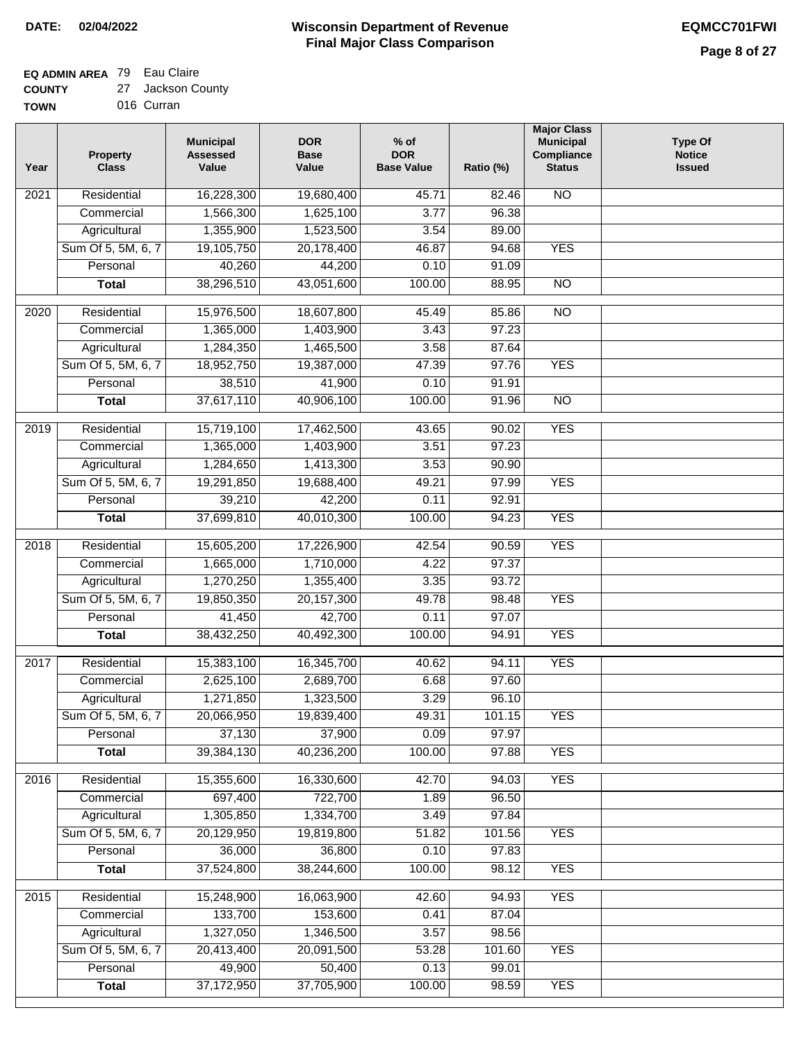**DATE: 02/04/2022**

# Wisconsin Department of Revenue
## Final Major Class Comparison

**EQMCC701FWI**

**EQ ADMIN AREA** 79 Eau Claire
**COUNTY** 27 Jackson County
**TOWN** 016 Curran

| Year | Property Class | Municipal Assessed Value | DOR Base Value | % of DOR Base Value | Ratio (%) | Major Class Municipal Compliance Status | Type Of Notice Issued |
|---|---|---|---|---|---|---|---|
| 2021 | Residential | 16,228,300 | 19,680,400 | 45.71 | 82.46 | NO | |
| | Commercial | 1,566,300 | 1,625,100 | 3.77 | 96.38 | | |
| | Agricultural | 1,355,900 | 1,523,500 | 3.54 | 89.00 | | |
| | Sum Of 5, 5M, 6, 7 | 19,105,750 | 20,178,400 | 46.87 | 94.68 | YES | |
| | Personal | 40,260 | 44,200 | 0.10 | 91.09 | | |
| | **Total** | 38,296,510 | 43,051,600 | 100.00 | 88.95 | NO | |
| 2020 | Residential | 15,976,500 | 18,607,800 | 45.49 | 85.86 | NO | |
| | Commercial | 1,365,000 | 1,403,900 | 3.43 | 97.23 | | |
| | Agricultural | 1,284,350 | 1,465,500 | 3.58 | 87.64 | | |
| | Sum Of 5, 5M, 6, 7 | 18,952,750 | 19,387,000 | 47.39 | 97.76 | YES | |
| | Personal | 38,510 | 41,900 | 0.10 | 91.91 | | |
| | **Total** | 37,617,110 | 40,906,100 | 100.00 | 91.96 | NO | |
| 2019 | Residential | 15,719,100 | 17,462,500 | 43.65 | 90.02 | YES | |
| | Commercial | 1,365,000 | 1,403,900 | 3.51 | 97.23 | | |
| | Agricultural | 1,284,650 | 1,413,300 | 3.53 | 90.90 | | |
| | Sum Of 5, 5M, 6, 7 | 19,291,850 | 19,688,400 | 49.21 | 97.99 | YES | |
| | Personal | 39,210 | 42,200 | 0.11 | 92.91 | | |
| | **Total** | 37,699,810 | 40,010,300 | 100.00 | 94.23 | YES | |
| 2018 | Residential | 15,605,200 | 17,226,900 | 42.54 | 90.59 | YES | |
| | Commercial | 1,665,000 | 1,710,000 | 4.22 | 97.37 | | |
| | Agricultural | 1,270,250 | 1,355,400 | 3.35 | 93.72 | | |
| | Sum Of 5, 5M, 6, 7 | 19,850,350 | 20,157,300 | 49.78 | 98.48 | YES | |
| | Personal | 41,450 | 42,700 | 0.11 | 97.07 | | |
| | **Total** | 38,432,250 | 40,492,300 | 100.00 | 94.91 | YES | |
| 2017 | Residential | 15,383,100 | 16,345,700 | 40.62 | 94.11 | YES | |
| | Commercial | 2,625,100 | 2,689,700 | 6.68 | 97.60 | | |
| | Agricultural | 1,271,850 | 1,323,500 | 3.29 | 96.10 | | |
| | Sum Of 5, 5M, 6, 7 | 20,066,950 | 19,839,400 | 49.31 | 101.15 | YES | |
| | Personal | 37,130 | 37,900 | 0.09 | 97.97 | | |
| | **Total** | 39,384,130 | 40,236,200 | 100.00 | 97.88 | YES | |
| 2016 | Residential | 15,355,600 | 16,330,600 | 42.70 | 94.03 | YES | |
| | Commercial | 697,400 | 722,700 | 1.89 | 96.50 | | |
| | Agricultural | 1,305,850 | 1,334,700 | 3.49 | 97.84 | | |
| | Sum Of 5, 5M, 6, 7 | 20,129,950 | 19,819,800 | 51.82 | 101.56 | YES | |
| | Personal | 36,000 | 36,800 | 0.10 | 97.83 | | |
| | **Total** | 37,524,800 | 38,244,600 | 100.00 | 98.12 | YES | |
| 2015 | Residential | 15,248,900 | 16,063,900 | 42.60 | 94.93 | YES | |
| | Commercial | 133,700 | 153,600 | 0.41 | 87.04 | | |
| | Agricultural | 1,327,050 | 1,346,500 | 3.57 | 98.56 | | |
| | Sum Of 5, 5M, 6, 7 | 20,413,400 | 20,091,500 | 53.28 | 101.60 | YES | |
| | Personal | 49,900 | 50,400 | 0.13 | 99.01 | | |
| | **Total** | 37,172,950 | 37,705,900 | 100.00 | 98.59 | YES | |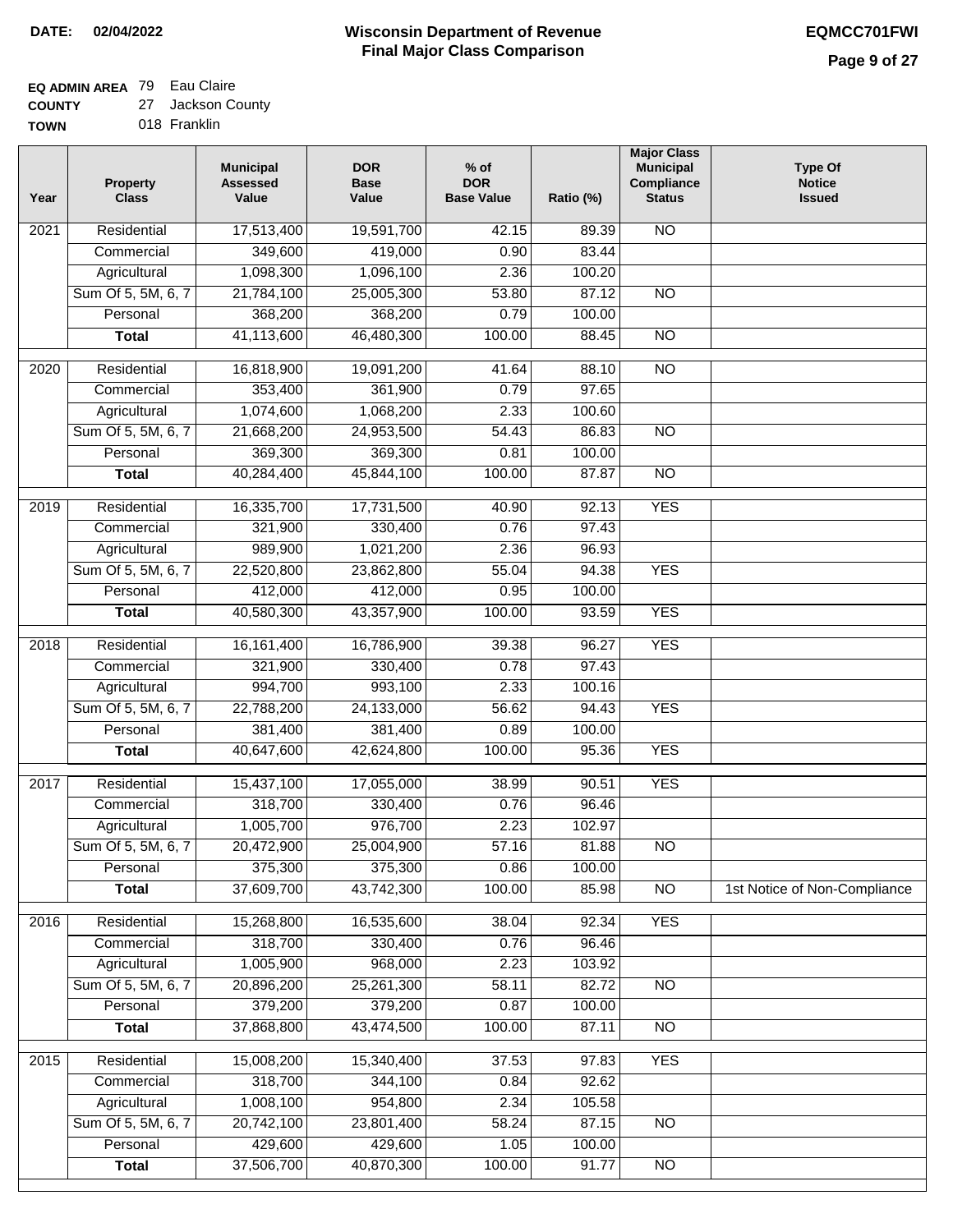**DATE:** 02/04/2022

# Wisconsin Department of Revenue
## Final Major Class Comparison

**EQMCC701FWI**

**EQ ADMIN AREA** 79 Eau Claire
**COUNTY** 27 Jackson County
**TOWN** 018 Franklin

| Year | Property Class | Municipal Assessed Value | DOR Base Value | % of DOR Base Value | Ratio (%) | Major Class Municipal Compliance Status | Type Of Notice Issued |
|---|---|---|---|---|---|---|---|
| 2021 | Residential | 17,513,400 | 19,591,700 | 42.15 | 89.39 | NO | |
| | Commercial | 349,600 | 419,000 | 0.90 | 83.44 | | |
| | Agricultural | 1,098,300 | 1,096,100 | 2.36 | 100.20 | | |
| | Sum Of 5, 5M, 6, 7 | 21,784,100 | 25,005,300 | 53.80 | 87.12 | NO | |
| | Personal | 368,200 | 368,200 | 0.79 | 100.00 | | |
| | **Total** | 41,113,600 | 46,480,300 | 100.00 | 88.45 | NO | |
| 2020 | Residential | 16,818,900 | 19,091,200 | 41.64 | 88.10 | NO | |
| | Commercial | 353,400 | 361,900 | 0.79 | 97.65 | | |
| | Agricultural | 1,074,600 | 1,068,200 | 2.33 | 100.60 | | |
| | Sum Of 5, 5M, 6, 7 | 21,668,200 | 24,953,500 | 54.43 | 86.83 | NO | |
| | Personal | 369,300 | 369,300 | 0.81 | 100.00 | | |
| | **Total** | 40,284,400 | 45,844,100 | 100.00 | 87.87 | NO | |
| 2019 | Residential | 16,335,700 | 17,731,500 | 40.90 | 92.13 | YES | |
| | Commercial | 321,900 | 330,400 | 0.76 | 97.43 | | |
| | Agricultural | 989,900 | 1,021,200 | 2.36 | 96.93 | | |
| | Sum Of 5, 5M, 6, 7 | 22,520,800 | 23,862,800 | 55.04 | 94.38 | YES | |
| | Personal | 412,000 | 412,000 | 0.95 | 100.00 | | |
| | **Total** | 40,580,300 | 43,357,900 | 100.00 | 93.59 | YES | |
| 2018 | Residential | 16,161,400 | 16,786,900 | 39.38 | 96.27 | YES | |
| | Commercial | 321,900 | 330,400 | 0.78 | 97.43 | | |
| | Agricultural | 994,700 | 993,100 | 2.33 | 100.16 | | |
| | Sum Of 5, 5M, 6, 7 | 22,788,200 | 24,133,000 | 56.62 | 94.43 | YES | |
| | Personal | 381,400 | 381,400 | 0.89 | 100.00 | | |
| | **Total** | 40,647,600 | 42,624,800 | 100.00 | 95.36 | YES | |
| 2017 | Residential | 15,437,100 | 17,055,000 | 38.99 | 90.51 | YES | |
| | Commercial | 318,700 | 330,400 | 0.76 | 96.46 | | |
| | Agricultural | 1,005,700 | 976,700 | 2.23 | 102.97 | | |
| | Sum Of 5, 5M, 6, 7 | 20,472,900 | 25,004,900 | 57.16 | 81.88 | NO | |
| | Personal | 375,300 | 375,300 | 0.86 | 100.00 | | |
| | **Total** | 37,609,700 | 43,742,300 | 100.00 | 85.98 | NO | 1st Notice of Non-Compliance |
| 2016 | Residential | 15,268,800 | 16,535,600 | 38.04 | 92.34 | YES | |
| | Commercial | 318,700 | 330,400 | 0.76 | 96.46 | | |
| | Agricultural | 1,005,900 | 968,000 | 2.23 | 103.92 | | |
| | Sum Of 5, 5M, 6, 7 | 20,896,200 | 25,261,300 | 58.11 | 82.72 | NO | |
| | Personal | 379,200 | 379,200 | 0.87 | 100.00 | | |
| | **Total** | 37,868,800 | 43,474,500 | 100.00 | 87.11 | NO | |
| 2015 | Residential | 15,008,200 | 15,340,400 | 37.53 | 97.83 | YES | |
| | Commercial | 318,700 | 344,100 | 0.84 | 92.62 | | |
| | Agricultural | 1,008,100 | 954,800 | 2.34 | 105.58 | | |
| | Sum Of 5, 5M, 6, 7 | 20,742,100 | 23,801,400 | 58.24 | 87.15 | NO | |
| | Personal | 429,600 | 429,600 | 1.05 | 100.00 | | |
| | **Total** | 37,506,700 | 40,870,300 | 100.00 | 91.77 | NO | |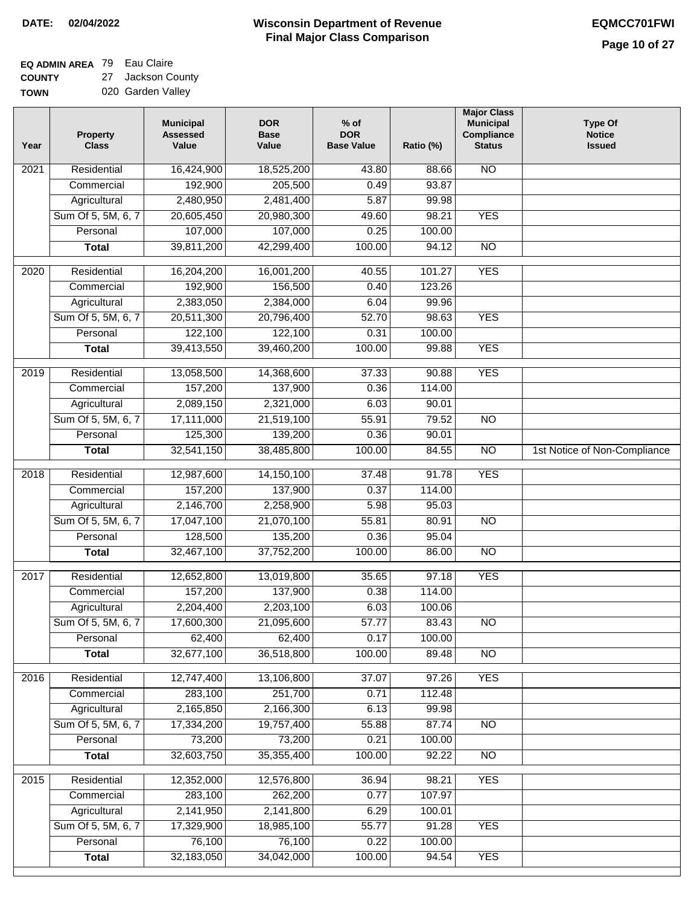**DATE: 02/04/2022**

# Wisconsin Department of Revenue
## Final Major Class Comparison

**EQMCC701FWI**

**EQ ADMIN AREA** 79 Eau Claire
**COUNTY** 27 Jackson County
**TOWN** 020 Garden Valley

| Year | Property Class | Municipal Assessed Value | DOR Base Value | % of DOR Base Value | Ratio (%) | Major Class Municipal Compliance Status | Type Of Notice Issued |
|---|---|---|---|---|---|---|---|
| 2021 | Residential | 16,424,900 | 18,525,200 | 43.80 | 88.66 | NO | |
| | Commercial | 192,900 | 205,500 | 0.49 | 93.87 | | |
| | Agricultural | 2,480,950 | 2,481,400 | 5.87 | 99.98 | | |
| | Sum Of 5, 5M, 6, 7 | 20,605,450 | 20,980,300 | 49.60 | 98.21 | YES | |
| | Personal | 107,000 | 107,000 | 0.25 | 100.00 | | |
| | **Total** | 39,811,200 | 42,299,400 | 100.00 | 94.12 | NO | |
| 2020 | Residential | 16,204,200 | 16,001,200 | 40.55 | 101.27 | YES | |
| | Commercial | 192,900 | 156,500 | 0.40 | 123.26 | | |
| | Agricultural | 2,383,050 | 2,384,000 | 6.04 | 99.96 | | |
| | Sum Of 5, 5M, 6, 7 | 20,511,300 | 20,796,400 | 52.70 | 98.63 | YES | |
| | Personal | 122,100 | 122,100 | 0.31 | 100.00 | | |
| | **Total** | 39,413,550 | 39,460,200 | 100.00 | 99.88 | YES | |
| 2019 | Residential | 13,058,500 | 14,368,600 | 37.33 | 90.88 | YES | |
| | Commercial | 157,200 | 137,900 | 0.36 | 114.00 | | |
| | Agricultural | 2,089,150 | 2,321,000 | 6.03 | 90.01 | | |
| | Sum Of 5, 5M, 6, 7 | 17,111,000 | 21,519,100 | 55.91 | 79.52 | NO | |
| | Personal | 125,300 | 139,200 | 0.36 | 90.01 | | |
| | **Total** | 32,541,150 | 38,485,800 | 100.00 | 84.55 | NO | 1st Notice of Non-Compliance |
| 2018 | Residential | 12,987,600 | 14,150,100 | 37.48 | 91.78 | YES | |
| | Commercial | 157,200 | 137,900 | 0.37 | 114.00 | | |
| | Agricultural | 2,146,700 | 2,258,900 | 5.98 | 95.03 | | |
| | Sum Of 5, 5M, 6, 7 | 17,047,100 | 21,070,100 | 55.81 | 80.91 | NO | |
| | Personal | 128,500 | 135,200 | 0.36 | 95.04 | | |
| | **Total** | 32,467,100 | 37,752,200 | 100.00 | 86.00 | NO | |
| 2017 | Residential | 12,652,800 | 13,019,800 | 35.65 | 97.18 | YES | |
| | Commercial | 157,200 | 137,900 | 0.38 | 114.00 | | |
| | Agricultural | 2,204,400 | 2,203,100 | 6.03 | 100.06 | | |
| | Sum Of 5, 5M, 6, 7 | 17,600,300 | 21,095,600 | 57.77 | 83.43 | NO | |
| | Personal | 62,400 | 62,400 | 0.17 | 100.00 | | |
| | **Total** | 32,677,100 | 36,518,800 | 100.00 | 89.48 | NO | |
| 2016 | Residential | 12,747,400 | 13,106,800 | 37.07 | 97.26 | YES | |
| | Commercial | 283,100 | 251,700 | 0.71 | 112.48 | | |
| | Agricultural | 2,165,850 | 2,166,300 | 6.13 | 99.98 | | |
| | Sum Of 5, 5M, 6, 7 | 17,334,200 | 19,757,400 | 55.88 | 87.74 | NO | |
| | Personal | 73,200 | 73,200 | 0.21 | 100.00 | | |
| | **Total** | 32,603,750 | 35,355,400 | 100.00 | 92.22 | NO | |
| 2015 | Residential | 12,352,000 | 12,576,800 | 36.94 | 98.21 | YES | |
| | Commercial | 283,100 | 262,200 | 0.77 | 107.97 | | |
| | Agricultural | 2,141,950 | 2,141,800 | 6.29 | 100.01 | | |
| | Sum Of 5, 5M, 6, 7 | 17,329,900 | 18,985,100 | 55.77 | 91.28 | YES | |
| | Personal | 76,100 | 76,100 | 0.22 | 100.00 | | |
| | **Total** | 32,183,050 | 34,042,000 | 100.00 | 94.54 | YES | |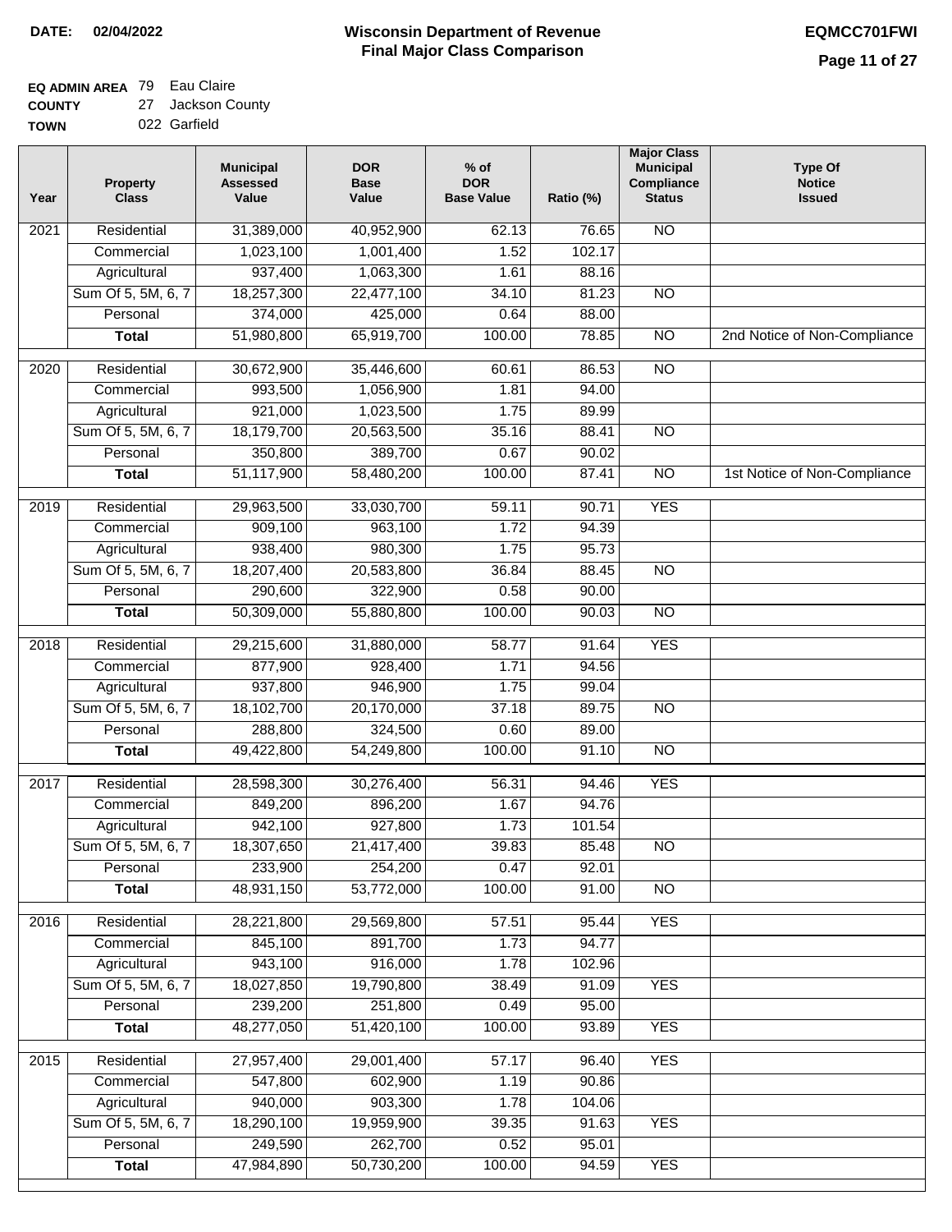DATE: 02/04/2022

# Wisconsin Department of Revenue
## Final Major Class Comparison

EQMCC701FWI

**EQ ADMIN AREA** 79 Eau Claire
**COUNTY** 27 Jackson County
**TOWN** 022 Garfield

| Year | Property Class | Municipal Assessed Value | DOR Base Value | % of DOR Base Value | Ratio (%) | Major Class Municipal Compliance Status | Type Of Notice Issued |
|---|---|---|---|---|---|---|---|
| 2021 | Residential | 31,389,000 | 40,952,900 | 62.13 | 76.65 | NO | |
| | Commercial | 1,023,100 | 1,001,400 | 1.52 | 102.17 | | |
| | Agricultural | 937,400 | 1,063,300 | 1.61 | 88.16 | | |
| | Sum Of 5, 5M, 6, 7 | 18,257,300 | 22,477,100 | 34.10 | 81.23 | NO | |
| | Personal | 374,000 | 425,000 | 0.64 | 88.00 | | |
| | **Total** | 51,980,800 | 65,919,700 | 100.00 | 78.85 | NO | 2nd Notice of Non-Compliance |
| 2020 | Residential | 30,672,900 | 35,446,600 | 60.61 | 86.53 | NO | |
| | Commercial | 993,500 | 1,056,900 | 1.81 | 94.00 | | |
| | Agricultural | 921,000 | 1,023,500 | 1.75 | 89.99 | | |
| | Sum Of 5, 5M, 6, 7 | 18,179,700 | 20,563,500 | 35.16 | 88.41 | NO | |
| | Personal | 350,800 | 389,700 | 0.67 | 90.02 | | |
| | **Total** | 51,117,900 | 58,480,200 | 100.00 | 87.41 | NO | 1st Notice of Non-Compliance |
| 2019 | Residential | 29,963,500 | 33,030,700 | 59.11 | 90.71 | YES | |
| | Commercial | 909,100 | 963,100 | 1.72 | 94.39 | | |
| | Agricultural | 938,400 | 980,300 | 1.75 | 95.73 | | |
| | Sum Of 5, 5M, 6, 7 | 18,207,400 | 20,583,800 | 36.84 | 88.45 | NO | |
| | Personal | 290,600 | 322,900 | 0.58 | 90.00 | | |
| | **Total** | 50,309,000 | 55,880,800 | 100.00 | 90.03 | NO | |
| 2018 | Residential | 29,215,600 | 31,880,000 | 58.77 | 91.64 | YES | |
| | Commercial | 877,900 | 928,400 | 1.71 | 94.56 | | |
| | Agricultural | 937,800 | 946,900 | 1.75 | 99.04 | | |
| | Sum Of 5, 5M, 6, 7 | 18,102,700 | 20,170,000 | 37.18 | 89.75 | NO | |
| | Personal | 288,800 | 324,500 | 0.60 | 89.00 | | |
| | **Total** | 49,422,800 | 54,249,800 | 100.00 | 91.10 | NO | |
| 2017 | Residential | 28,598,300 | 30,276,400 | 56.31 | 94.46 | YES | |
| | Commercial | 849,200 | 896,200 | 1.67 | 94.76 | | |
| | Agricultural | 942,100 | 927,800 | 1.73 | 101.54 | | |
| | Sum Of 5, 5M, 6, 7 | 18,307,650 | 21,417,400 | 39.83 | 85.48 | NO | |
| | Personal | 233,900 | 254,200 | 0.47 | 92.01 | | |
| | **Total** | 48,931,150 | 53,772,000 | 100.00 | 91.00 | NO | |
| 2016 | Residential | 28,221,800 | 29,569,800 | 57.51 | 95.44 | YES | |
| | Commercial | 845,100 | 891,700 | 1.73 | 94.77 | | |
| | Agricultural | 943,100 | 916,000 | 1.78 | 102.96 | | |
| | Sum Of 5, 5M, 6, 7 | 18,027,850 | 19,790,800 | 38.49 | 91.09 | YES | |
| | Personal | 239,200 | 251,800 | 0.49 | 95.00 | | |
| | **Total** | 48,277,050 | 51,420,100 | 100.00 | 93.89 | YES | |
| 2015 | Residential | 27,957,400 | 29,001,400 | 57.17 | 96.40 | YES | |
| | Commercial | 547,800 | 602,900 | 1.19 | 90.86 | | |
| | Agricultural | 940,000 | 903,300 | 1.78 | 104.06 | | |
| | Sum Of 5, 5M, 6, 7 | 18,290,100 | 19,959,900 | 39.35 | 91.63 | YES | |
| | Personal | 249,590 | 262,700 | 0.52 | 95.01 | | |
| | **Total** | 47,984,890 | 50,730,200 | 100.00 | 94.59 | YES | |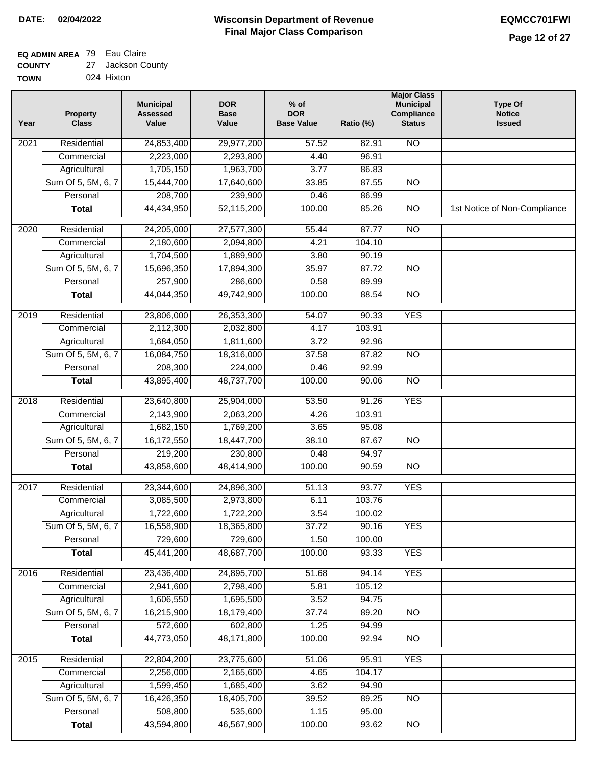**DATE:** 02/04/2022

# Wisconsin Department of Revenue
## Final Major Class Comparison

**EQMCC701FWI**

**EQ ADMIN AREA** 79 Eau Claire
**COUNTY** 27 Jackson County
**TOWN** 024 Hixton

| Year | Property Class | Municipal Assessed Value | DOR Base Value | % of DOR Base Value | Ratio (%) | Major Class Municipal Compliance Status | Type Of Notice Issued |
|---|---|---|---|---|---|---|---|
| 2021 | Residential | 24,853,400 | 29,977,200 | 57.52 | 82.91 | NO | |
| | Commercial | 2,223,000 | 2,293,800 | 4.40 | 96.91 | | |
| | Agricultural | 1,705,150 | 1,963,700 | 3.77 | 86.83 | | |
| | Sum Of 5, 5M, 6, 7 | 15,444,700 | 17,640,600 | 33.85 | 87.55 | NO | |
| | Personal | 208,700 | 239,900 | 0.46 | 86.99 | | |
| | **Total** | 44,434,950 | 52,115,200 | 100.00 | 85.26 | NO | 1st Notice of Non-Compliance |
| 2020 | Residential | 24,205,000 | 27,577,300 | 55.44 | 87.77 | NO | |
| | Commercial | 2,180,600 | 2,094,800 | 4.21 | 104.10 | | |
| | Agricultural | 1,704,500 | 1,889,900 | 3.80 | 90.19 | | |
| | Sum Of 5, 5M, 6, 7 | 15,696,350 | 17,894,300 | 35.97 | 87.72 | NO | |
| | Personal | 257,900 | 286,600 | 0.58 | 89.99 | | |
| | **Total** | 44,044,350 | 49,742,900 | 100.00 | 88.54 | NO | |
| 2019 | Residential | 23,806,000 | 26,353,300 | 54.07 | 90.33 | YES | |
| | Commercial | 2,112,300 | 2,032,800 | 4.17 | 103.91 | | |
| | Agricultural | 1,684,050 | 1,811,600 | 3.72 | 92.96 | | |
| | Sum Of 5, 5M, 6, 7 | 16,084,750 | 18,316,000 | 37.58 | 87.82 | NO | |
| | Personal | 208,300 | 224,000 | 0.46 | 92.99 | | |
| | **Total** | 43,895,400 | 48,737,700 | 100.00 | 90.06 | NO | |
| 2018 | Residential | 23,640,800 | 25,904,000 | 53.50 | 91.26 | YES | |
| | Commercial | 2,143,900 | 2,063,200 | 4.26 | 103.91 | | |
| | Agricultural | 1,682,150 | 1,769,200 | 3.65 | 95.08 | | |
| | Sum Of 5, 5M, 6, 7 | 16,172,550 | 18,447,700 | 38.10 | 87.67 | NO | |
| | Personal | 219,200 | 230,800 | 0.48 | 94.97 | | |
| | **Total** | 43,858,600 | 48,414,900 | 100.00 | 90.59 | NO | |
| 2017 | Residential | 23,344,600 | 24,896,300 | 51.13 | 93.77 | YES | |
| | Commercial | 3,085,500 | 2,973,800 | 6.11 | 103.76 | | |
| | Agricultural | 1,722,600 | 1,722,200 | 3.54 | 100.02 | | |
| | Sum Of 5, 5M, 6, 7 | 16,558,900 | 18,365,800 | 37.72 | 90.16 | YES | |
| | Personal | 729,600 | 729,600 | 1.50 | 100.00 | | |
| | **Total** | 45,441,200 | 48,687,700 | 100.00 | 93.33 | YES | |
| 2016 | Residential | 23,436,400 | 24,895,700 | 51.68 | 94.14 | YES | |
| | Commercial | 2,941,600 | 2,798,400 | 5.81 | 105.12 | | |
| | Agricultural | 1,606,550 | 1,695,500 | 3.52 | 94.75 | | |
| | Sum Of 5, 5M, 6, 7 | 16,215,900 | 18,179,400 | 37.74 | 89.20 | NO | |
| | Personal | 572,600 | 602,800 | 1.25 | 94.99 | | |
| | **Total** | 44,773,050 | 48,171,800 | 100.00 | 92.94 | NO | |
| 2015 | Residential | 22,804,200 | 23,775,600 | 51.06 | 95.91 | YES | |
| | Commercial | 2,256,000 | 2,165,600 | 4.65 | 104.17 | | |
| | Agricultural | 1,599,450 | 1,685,400 | 3.62 | 94.90 | | |
| | Sum Of 5, 5M, 6, 7 | 16,426,350 | 18,405,700 | 39.52 | 89.25 | NO | |
| | Personal | 508,800 | 535,600 | 1.15 | 95.00 | | |
| | **Total** | 43,594,800 | 46,567,900 | 100.00 | 93.62 | NO | |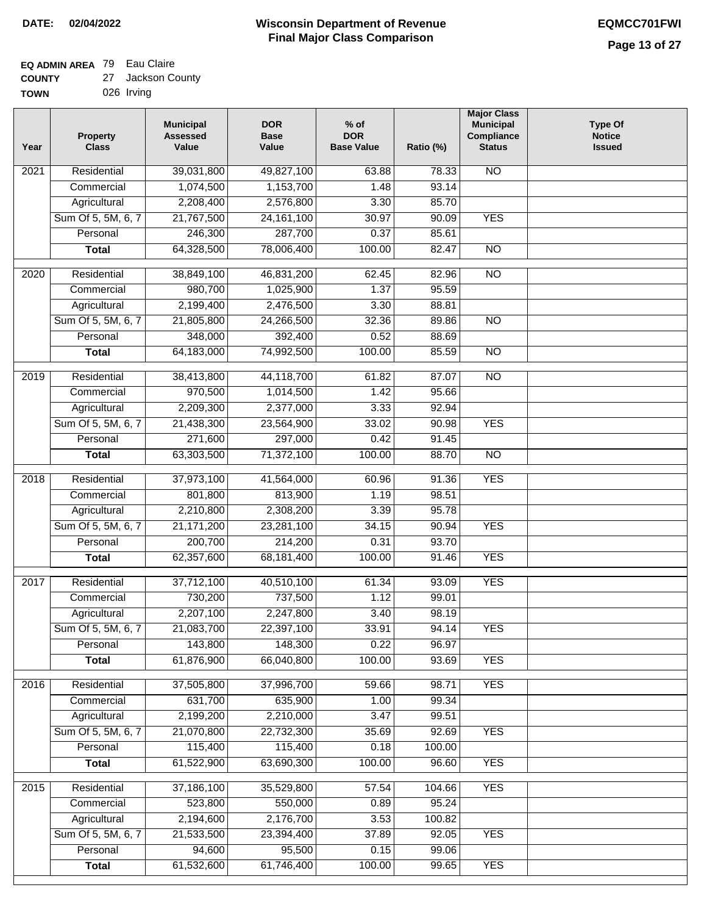**DATE:** 02/04/2022

# Wisconsin Department of Revenue
## Final Major Class Comparison

**EQMCC701FWI**

**EQ ADMIN AREA** 79 Eau Claire
**COUNTY** 27 Jackson County
**TOWN** 026 Irving

| Year | Property Class | Municipal Assessed Value | DOR Base Value | % of DOR Base Value | Ratio (%) | Major Class Municipal Compliance Status | Type Of Notice Issued |
|---|---|---|---|---|---|---|---|
| 2021 | Residential | 39,031,800 | 49,827,100 | 63.88 | 78.33 | NO | |
| | Commercial | 1,074,500 | 1,153,700 | 1.48 | 93.14 | | |
| | Agricultural | 2,208,400 | 2,576,800 | 3.30 | 85.70 | | |
| | Sum Of 5, 5M, 6, 7 | 21,767,500 | 24,161,100 | 30.97 | 90.09 | YES | |
| | Personal | 246,300 | 287,700 | 0.37 | 85.61 | | |
| | **Total** | 64,328,500 | 78,006,400 | 100.00 | 82.47 | NO | |
| 2020 | Residential | 38,849,100 | 46,831,200 | 62.45 | 82.96 | NO | |
| | Commercial | 980,700 | 1,025,900 | 1.37 | 95.59 | | |
| | Agricultural | 2,199,400 | 2,476,500 | 3.30 | 88.81 | | |
| | Sum Of 5, 5M, 6, 7 | 21,805,800 | 24,266,500 | 32.36 | 89.86 | NO | |
| | Personal | 348,000 | 392,400 | 0.52 | 88.69 | | |
| | **Total** | 64,183,000 | 74,992,500 | 100.00 | 85.59 | NO | |
| 2019 | Residential | 38,413,800 | 44,118,700 | 61.82 | 87.07 | NO | |
| | Commercial | 970,500 | 1,014,500 | 1.42 | 95.66 | | |
| | Agricultural | 2,209,300 | 2,377,000 | 3.33 | 92.94 | | |
| | Sum Of 5, 5M, 6, 7 | 21,438,300 | 23,564,900 | 33.02 | 90.98 | YES | |
| | Personal | 271,600 | 297,000 | 0.42 | 91.45 | | |
| | **Total** | 63,303,500 | 71,372,100 | 100.00 | 88.70 | NO | |
| 2018 | Residential | 37,973,100 | 41,564,000 | 60.96 | 91.36 | YES | |
| | Commercial | 801,800 | 813,900 | 1.19 | 98.51 | | |
| | Agricultural | 2,210,800 | 2,308,200 | 3.39 | 95.78 | | |
| | Sum Of 5, 5M, 6, 7 | 21,171,200 | 23,281,100 | 34.15 | 90.94 | YES | |
| | Personal | 200,700 | 214,200 | 0.31 | 93.70 | | |
| | **Total** | 62,357,600 | 68,181,400 | 100.00 | 91.46 | YES | |
| 2017 | Residential | 37,712,100 | 40,510,100 | 61.34 | 93.09 | YES | |
| | Commercial | 730,200 | 737,500 | 1.12 | 99.01 | | |
| | Agricultural | 2,207,100 | 2,247,800 | 3.40 | 98.19 | | |
| | Sum Of 5, 5M, 6, 7 | 21,083,700 | 22,397,100 | 33.91 | 94.14 | YES | |
| | Personal | 143,800 | 148,300 | 0.22 | 96.97 | | |
| | **Total** | 61,876,900 | 66,040,800 | 100.00 | 93.69 | YES | |
| 2016 | Residential | 37,505,800 | 37,996,700 | 59.66 | 98.71 | YES | |
| | Commercial | 631,700 | 635,900 | 1.00 | 99.34 | | |
| | Agricultural | 2,199,200 | 2,210,000 | 3.47 | 99.51 | | |
| | Sum Of 5, 5M, 6, 7 | 21,070,800 | 22,732,300 | 35.69 | 92.69 | YES | |
| | Personal | 115,400 | 115,400 | 0.18 | 100.00 | | |
| | **Total** | 61,522,900 | 63,690,300 | 100.00 | 96.60 | YES | |
| 2015 | Residential | 37,186,100 | 35,529,800 | 57.54 | 104.66 | YES | |
| | Commercial | 523,800 | 550,000 | 0.89 | 95.24 | | |
| | Agricultural | 2,194,600 | 2,176,700 | 3.53 | 100.82 | | |
| | Sum Of 5, 5M, 6, 7 | 21,533,500 | 23,394,400 | 37.89 | 92.05 | YES | |
| | Personal | 94,600 | 95,500 | 0.15 | 99.06 | | |
| | **Total** | 61,532,600 | 61,746,400 | 100.00 | 99.65 | YES | |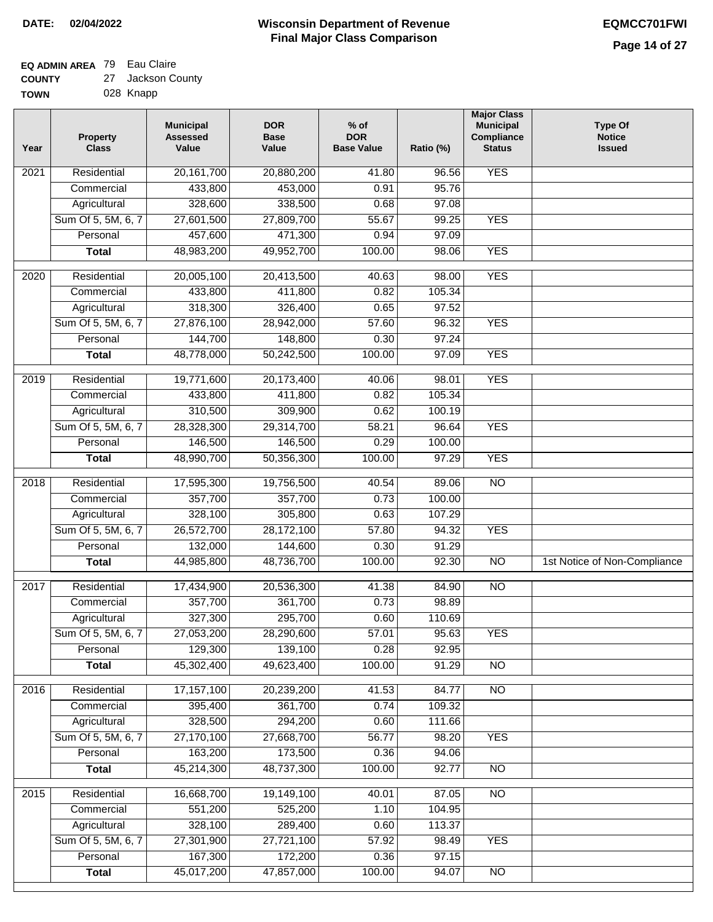**DATE:** 02/04/2022

# Wisconsin Department of Revenue
## Final Major Class Comparison

**EQMCC701FWI**

**EQ ADMIN AREA** 79 Eau Claire
**COUNTY** 27 Jackson County
**TOWN** 028 Knapp

| Year | Property Class | Municipal Assessed Value | DOR Base Value | % of DOR Base Value | Ratio (%) | Major Class Municipal Compliance Status | Type Of Notice Issued |
|---|---|---|---|---|---|---|---|
| 2021 | Residential | 20,161,700 | 20,880,200 | 41.80 | 96.56 | YES | |
| | Commercial | 433,800 | 453,000 | 0.91 | 95.76 | | |
| | Agricultural | 328,600 | 338,500 | 0.68 | 97.08 | | |
| | Sum Of 5, 5M, 6, 7 | 27,601,500 | 27,809,700 | 55.67 | 99.25 | YES | |
| | Personal | 457,600 | 471,300 | 0.94 | 97.09 | | |
| | **Total** | 48,983,200 | 49,952,700 | 100.00 | 98.06 | YES | |
| 2020 | Residential | 20,005,100 | 20,413,500 | 40.63 | 98.00 | YES | |
| | Commercial | 433,800 | 411,800 | 0.82 | 105.34 | | |
| | Agricultural | 318,300 | 326,400 | 0.65 | 97.52 | | |
| | Sum Of 5, 5M, 6, 7 | 27,876,100 | 28,942,000 | 57.60 | 96.32 | YES | |
| | Personal | 144,700 | 148,800 | 0.30 | 97.24 | | |
| | **Total** | 48,778,000 | 50,242,500 | 100.00 | 97.09 | YES | |
| 2019 | Residential | 19,771,600 | 20,173,400 | 40.06 | 98.01 | YES | |
| | Commercial | 433,800 | 411,800 | 0.82 | 105.34 | | |
| | Agricultural | 310,500 | 309,900 | 0.62 | 100.19 | | |
| | Sum Of 5, 5M, 6, 7 | 28,328,300 | 29,314,700 | 58.21 | 96.64 | YES | |
| | Personal | 146,500 | 146,500 | 0.29 | 100.00 | | |
| | **Total** | 48,990,700 | 50,356,300 | 100.00 | 97.29 | YES | |
| 2018 | Residential | 17,595,300 | 19,756,500 | 40.54 | 89.06 | NO | |
| | Commercial | 357,700 | 357,700 | 0.73 | 100.00 | | |
| | Agricultural | 328,100 | 305,800 | 0.63 | 107.29 | | |
| | Sum Of 5, 5M, 6, 7 | 26,572,700 | 28,172,100 | 57.80 | 94.32 | YES | |
| | Personal | 132,000 | 144,600 | 0.30 | 91.29 | | |
| | **Total** | 44,985,800 | 48,736,700 | 100.00 | 92.30 | NO | 1st Notice of Non-Compliance |
| 2017 | Residential | 17,434,900 | 20,536,300 | 41.38 | 84.90 | NO | |
| | Commercial | 357,700 | 361,700 | 0.73 | 98.89 | | |
| | Agricultural | 327,300 | 295,700 | 0.60 | 110.69 | | |
| | Sum Of 5, 5M, 6, 7 | 27,053,200 | 28,290,600 | 57.01 | 95.63 | YES | |
| | Personal | 129,300 | 139,100 | 0.28 | 92.95 | | |
| | **Total** | 45,302,400 | 49,623,400 | 100.00 | 91.29 | NO | |
| 2016 | Residential | 17,157,100 | 20,239,200 | 41.53 | 84.77 | NO | |
| | Commercial | 395,400 | 361,700 | 0.74 | 109.32 | | |
| | Agricultural | 328,500 | 294,200 | 0.60 | 111.66 | | |
| | Sum Of 5, 5M, 6, 7 | 27,170,100 | 27,668,700 | 56.77 | 98.20 | YES | |
| | Personal | 163,200 | 173,500 | 0.36 | 94.06 | | |
| | **Total** | 45,214,300 | 48,737,300 | 100.00 | 92.77 | NO | |
| 2015 | Residential | 16,668,700 | 19,149,100 | 40.01 | 87.05 | NO | |
| | Commercial | 551,200 | 525,200 | 1.10 | 104.95 | | |
| | Agricultural | 328,100 | 289,400 | 0.60 | 113.37 | | |
| | Sum Of 5, 5M, 6, 7 | 27,301,900 | 27,721,100 | 57.92 | 98.49 | YES | |
| | Personal | 167,300 | 172,200 | 0.36 | 97.15 | | |
| | **Total** | 45,017,200 | 47,857,000 | 100.00 | 94.07 | NO | |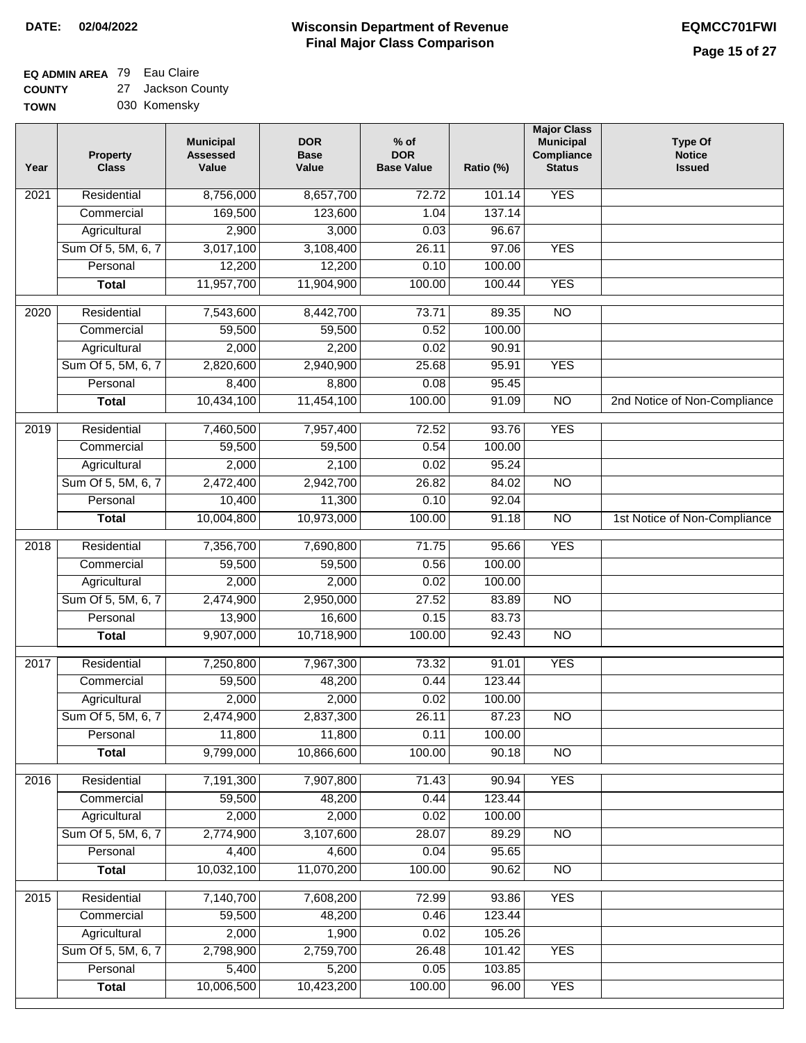**DATE:** 02/04/2022

# Wisconsin Department of Revenue
## Final Major Class Comparison

**EQMCC701FWI**

**EQ ADMIN AREA** 79 Eau Claire
**COUNTY** 27 Jackson County
**TOWN** 030 Komensky

| Year | Property Class | Municipal Assessed Value | DOR Base Value | % of DOR Base Value | Ratio (%) | Major Class Municipal Compliance Status | Type Of Notice Issued |
|---|---|---|---|---|---|---|---|
| 2021 | Residential | 8,756,000 | 8,657,700 | 72.72 | 101.14 | YES | |
| | Commercial | 169,500 | 123,600 | 1.04 | 137.14 | | |
| | Agricultural | 2,900 | 3,000 | 0.03 | 96.67 | | |
| | Sum Of 5, 5M, 6, 7 | 3,017,100 | 3,108,400 | 26.11 | 97.06 | YES | |
| | Personal | 12,200 | 12,200 | 0.10 | 100.00 | | |
| | **Total** | 11,957,700 | 11,904,900 | 100.00 | 100.44 | YES | |
| 2020 | Residential | 7,543,600 | 8,442,700 | 73.71 | 89.35 | NO | |
| | Commercial | 59,500 | 59,500 | 0.52 | 100.00 | | |
| | Agricultural | 2,000 | 2,200 | 0.02 | 90.91 | | |
| | Sum Of 5, 5M, 6, 7 | 2,820,600 | 2,940,900 | 25.68 | 95.91 | YES | |
| | Personal | 8,400 | 8,800 | 0.08 | 95.45 | | |
| | **Total** | 10,434,100 | 11,454,100 | 100.00 | 91.09 | NO | 2nd Notice of Non-Compliance |
| 2019 | Residential | 7,460,500 | 7,957,400 | 72.52 | 93.76 | YES | |
| | Commercial | 59,500 | 59,500 | 0.54 | 100.00 | | |
| | Agricultural | 2,000 | 2,100 | 0.02 | 95.24 | | |
| | Sum Of 5, 5M, 6, 7 | 2,472,400 | 2,942,700 | 26.82 | 84.02 | NO | |
| | Personal | 10,400 | 11,300 | 0.10 | 92.04 | | |
| | **Total** | 10,004,800 | 10,973,000 | 100.00 | 91.18 | NO | 1st Notice of Non-Compliance |
| 2018 | Residential | 7,356,700 | 7,690,800 | 71.75 | 95.66 | YES | |
| | Commercial | 59,500 | 59,500 | 0.56 | 100.00 | | |
| | Agricultural | 2,000 | 2,000 | 0.02 | 100.00 | | |
| | Sum Of 5, 5M, 6, 7 | 2,474,900 | 2,950,000 | 27.52 | 83.89 | NO | |
| | Personal | 13,900 | 16,600 | 0.15 | 83.73 | | |
| | **Total** | 9,907,000 | 10,718,900 | 100.00 | 92.43 | NO | |
| 2017 | Residential | 7,250,800 | 7,967,300 | 73.32 | 91.01 | YES | |
| | Commercial | 59,500 | 48,200 | 0.44 | 123.44 | | |
| | Agricultural | 2,000 | 2,000 | 0.02 | 100.00 | | |
| | Sum Of 5, 5M, 6, 7 | 2,474,900 | 2,837,300 | 26.11 | 87.23 | NO | |
| | Personal | 11,800 | 11,800 | 0.11 | 100.00 | | |
| | **Total** | 9,799,000 | 10,866,600 | 100.00 | 90.18 | NO | |
| 2016 | Residential | 7,191,300 | 7,907,800 | 71.43 | 90.94 | YES | |
| | Commercial | 59,500 | 48,200 | 0.44 | 123.44 | | |
| | Agricultural | 2,000 | 2,000 | 0.02 | 100.00 | | |
| | Sum Of 5, 5M, 6, 7 | 2,774,900 | 3,107,600 | 28.07 | 89.29 | NO | |
| | Personal | 4,400 | 4,600 | 0.04 | 95.65 | | |
| | **Total** | 10,032,100 | 11,070,200 | 100.00 | 90.62 | NO | |
| 2015 | Residential | 7,140,700 | 7,608,200 | 72.99 | 93.86 | YES | |
| | Commercial | 59,500 | 48,200 | 0.46 | 123.44 | | |
| | Agricultural | 2,000 | 1,900 | 0.02 | 105.26 | | |
| | Sum Of 5, 5M, 6, 7 | 2,798,900 | 2,759,700 | 26.48 | 101.42 | YES | |
| | Personal | 5,400 | 5,200 | 0.05 | 103.85 | | |
| | **Total** | 10,006,500 | 10,423,200 | 100.00 | 96.00 | YES | |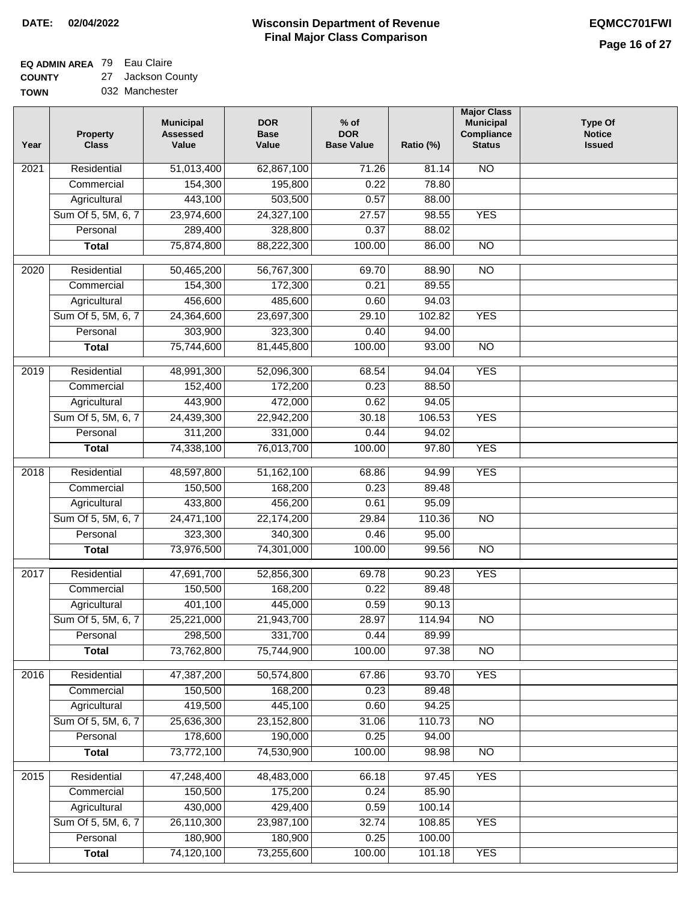**DATE: 02/04/2022**

# Wisconsin Department of Revenue
## Final Major Class Comparison

**EQMCC701FWI**

**EQ ADMIN AREA** 79 Eau Claire
**COUNTY** 27 Jackson County
**TOWN** 032 Manchester

| Year | Property Class | Municipal Assessed Value | DOR Base Value | % of DOR Base Value | Ratio (%) | Major Class Municipal Compliance Status | Type Of Notice Issued |
|---|---|---|---|---|---|---|---|
| 2021 | Residential | 51,013,400 | 62,867,100 | 71.26 | 81.14 | NO | |
| | Commercial | 154,300 | 195,800 | 0.22 | 78.80 | | |
| | Agricultural | 443,100 | 503,500 | 0.57 | 88.00 | | |
| | Sum Of 5, 5M, 6, 7 | 23,974,600 | 24,327,100 | 27.57 | 98.55 | YES | |
| | Personal | 289,400 | 328,800 | 0.37 | 88.02 | | |
| | **Total** | 75,874,800 | 88,222,300 | 100.00 | 86.00 | NO | |
| 2020 | Residential | 50,465,200 | 56,767,300 | 69.70 | 88.90 | NO | |
| | Commercial | 154,300 | 172,300 | 0.21 | 89.55 | | |
| | Agricultural | 456,600 | 485,600 | 0.60 | 94.03 | | |
| | Sum Of 5, 5M, 6, 7 | 24,364,600 | 23,697,300 | 29.10 | 102.82 | YES | |
| | Personal | 303,900 | 323,300 | 0.40 | 94.00 | | |
| | **Total** | 75,744,600 | 81,445,800 | 100.00 | 93.00 | NO | |
| 2019 | Residential | 48,991,300 | 52,096,300 | 68.54 | 94.04 | YES | |
| | Commercial | 152,400 | 172,200 | 0.23 | 88.50 | | |
| | Agricultural | 443,900 | 472,000 | 0.62 | 94.05 | | |
| | Sum Of 5, 5M, 6, 7 | 24,439,300 | 22,942,200 | 30.18 | 106.53 | YES | |
| | Personal | 311,200 | 331,000 | 0.44 | 94.02 | | |
| | **Total** | 74,338,100 | 76,013,700 | 100.00 | 97.80 | YES | |
| 2018 | Residential | 48,597,800 | 51,162,100 | 68.86 | 94.99 | YES | |
| | Commercial | 150,500 | 168,200 | 0.23 | 89.48 | | |
| | Agricultural | 433,800 | 456,200 | 0.61 | 95.09 | | |
| | Sum Of 5, 5M, 6, 7 | 24,471,100 | 22,174,200 | 29.84 | 110.36 | NO | |
| | Personal | 323,300 | 340,300 | 0.46 | 95.00 | | |
| | **Total** | 73,976,500 | 74,301,000 | 100.00 | 99.56 | NO | |
| 2017 | Residential | 47,691,700 | 52,856,300 | 69.78 | 90.23 | YES | |
| | Commercial | 150,500 | 168,200 | 0.22 | 89.48 | | |
| | Agricultural | 401,100 | 445,000 | 0.59 | 90.13 | | |
| | Sum Of 5, 5M, 6, 7 | 25,221,000 | 21,943,700 | 28.97 | 114.94 | NO | |
| | Personal | 298,500 | 331,700 | 0.44 | 89.99 | | |
| | **Total** | 73,762,800 | 75,744,900 | 100.00 | 97.38 | NO | |
| 2016 | Residential | 47,387,200 | 50,574,800 | 67.86 | 93.70 | YES | |
| | Commercial | 150,500 | 168,200 | 0.23 | 89.48 | | |
| | Agricultural | 419,500 | 445,100 | 0.60 | 94.25 | | |
| | Sum Of 5, 5M, 6, 7 | 25,636,300 | 23,152,800 | 31.06 | 110.73 | NO | |
| | Personal | 178,600 | 190,000 | 0.25 | 94.00 | | |
| | **Total** | 73,772,100 | 74,530,900 | 100.00 | 98.98 | NO | |
| 2015 | Residential | 47,248,400 | 48,483,000 | 66.18 | 97.45 | YES | |
| | Commercial | 150,500 | 175,200 | 0.24 | 85.90 | | |
| | Agricultural | 430,000 | 429,400 | 0.59 | 100.14 | | |
| | Sum Of 5, 5M, 6, 7 | 26,110,300 | 23,987,100 | 32.74 | 108.85 | YES | |
| | Personal | 180,900 | 180,900 | 0.25 | 100.00 | | |
| | **Total** | 74,120,100 | 73,255,600 | 100.00 | 101.18 | YES | |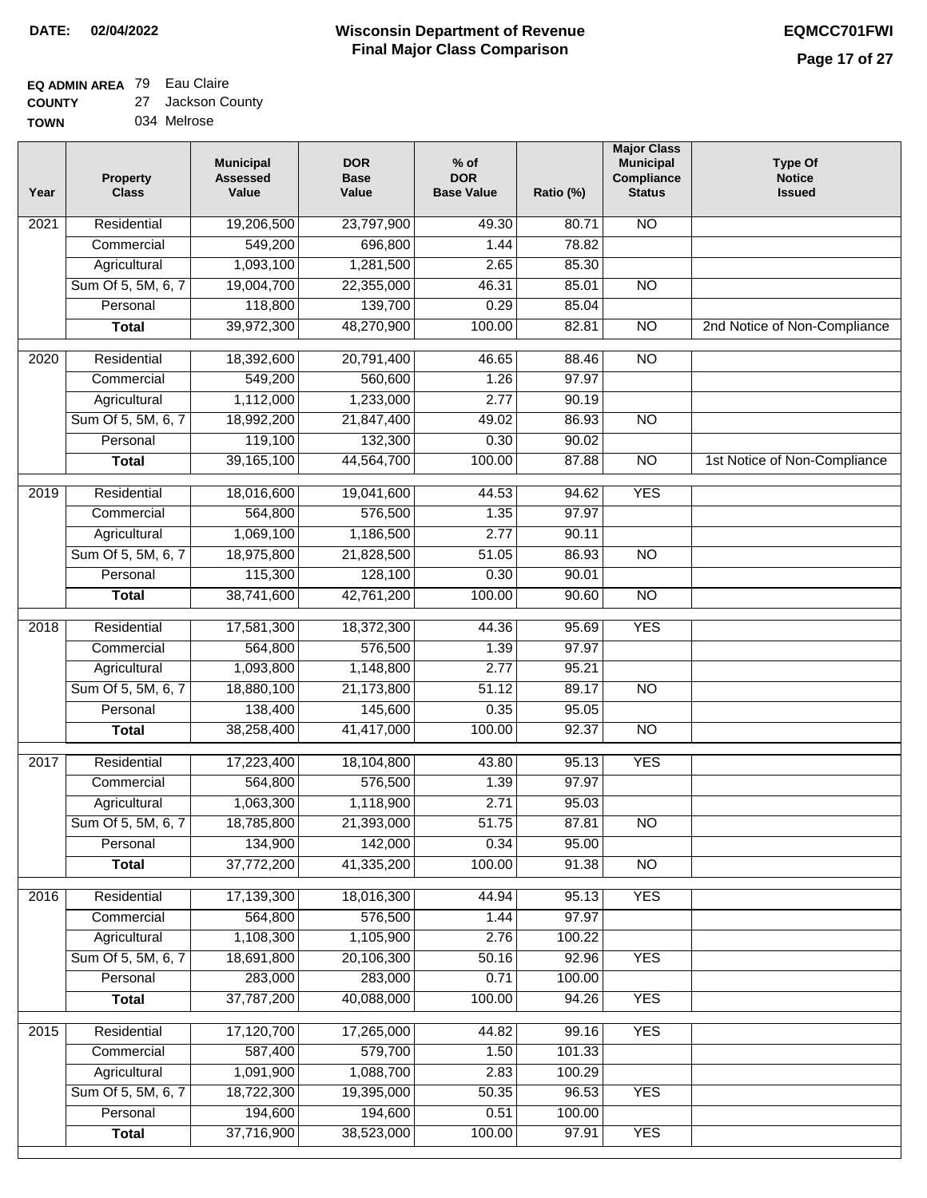**DATE:** 02/04/2022

# Wisconsin Department of Revenue
## Final Major Class Comparison

**EQMCC701FWI**

**EQ ADMIN AREA** 79 Eau Claire
**COUNTY** 27 Jackson County
**TOWN** 034 Melrose

| Year | Property Class | Municipal Assessed Value | DOR Base Value | % of DOR Base Value | Ratio (%) | Major Class Municipal Compliance Status | Type Of Notice Issued |
|---|---|---|---|---|---|---|---|
| 2021 | Residential | 19,206,500 | 23,797,900 | 49.30 | 80.71 | NO | |
| | Commercial | 549,200 | 696,800 | 1.44 | 78.82 | | |
| | Agricultural | 1,093,100 | 1,281,500 | 2.65 | 85.30 | | |
| | Sum Of 5, 5M, 6, 7 | 19,004,700 | 22,355,000 | 46.31 | 85.01 | NO | |
| | Personal | 118,800 | 139,700 | 0.29 | 85.04 | | |
| | **Total** | 39,972,300 | 48,270,900 | 100.00 | 82.81 | NO | 2nd Notice of Non-Compliance |
| 2020 | Residential | 18,392,600 | 20,791,400 | 46.65 | 88.46 | NO | |
| | Commercial | 549,200 | 560,600 | 1.26 | 97.97 | | |
| | Agricultural | 1,112,000 | 1,233,000 | 2.77 | 90.19 | | |
| | Sum Of 5, 5M, 6, 7 | 18,992,200 | 21,847,400 | 49.02 | 86.93 | NO | |
| | Personal | 119,100 | 132,300 | 0.30 | 90.02 | | |
| | **Total** | 39,165,100 | 44,564,700 | 100.00 | 87.88 | NO | 1st Notice of Non-Compliance |
| 2019 | Residential | 18,016,600 | 19,041,600 | 44.53 | 94.62 | YES | |
| | Commercial | 564,800 | 576,500 | 1.35 | 97.97 | | |
| | Agricultural | 1,069,100 | 1,186,500 | 2.77 | 90.11 | | |
| | Sum Of 5, 5M, 6, 7 | 18,975,800 | 21,828,500 | 51.05 | 86.93 | NO | |
| | Personal | 115,300 | 128,100 | 0.30 | 90.01 | | |
| | **Total** | 38,741,600 | 42,761,200 | 100.00 | 90.60 | NO | |
| 2018 | Residential | 17,581,300 | 18,372,300 | 44.36 | 95.69 | YES | |
| | Commercial | 564,800 | 576,500 | 1.39 | 97.97 | | |
| | Agricultural | 1,093,800 | 1,148,800 | 2.77 | 95.21 | | |
| | Sum Of 5, 5M, 6, 7 | 18,880,100 | 21,173,800 | 51.12 | 89.17 | NO | |
| | Personal | 138,400 | 145,600 | 0.35 | 95.05 | | |
| | **Total** | 38,258,400 | 41,417,000 | 100.00 | 92.37 | NO | |
| 2017 | Residential | 17,223,400 | 18,104,800 | 43.80 | 95.13 | YES | |
| | Commercial | 564,800 | 576,500 | 1.39 | 97.97 | | |
| | Agricultural | 1,063,300 | 1,118,900 | 2.71 | 95.03 | | |
| | Sum Of 5, 5M, 6, 7 | 18,785,800 | 21,393,000 | 51.75 | 87.81 | NO | |
| | Personal | 134,900 | 142,000 | 0.34 | 95.00 | | |
| | **Total** | 37,772,200 | 41,335,200 | 100.00 | 91.38 | NO | |
| 2016 | Residential | 17,139,300 | 18,016,300 | 44.94 | 95.13 | YES | |
| | Commercial | 564,800 | 576,500 | 1.44 | 97.97 | | |
| | Agricultural | 1,108,300 | 1,105,900 | 2.76 | 100.22 | | |
| | Sum Of 5, 5M, 6, 7 | 18,691,800 | 20,106,300 | 50.16 | 92.96 | YES | |
| | Personal | 283,000 | 283,000 | 0.71 | 100.00 | | |
| | **Total** | 37,787,200 | 40,088,000 | 100.00 | 94.26 | YES | |
| 2015 | Residential | 17,120,700 | 17,265,000 | 44.82 | 99.16 | YES | |
| | Commercial | 587,400 | 579,700 | 1.50 | 101.33 | | |
| | Agricultural | 1,091,900 | 1,088,700 | 2.83 | 100.29 | | |
| | Sum Of 5, 5M, 6, 7 | 18,722,300 | 19,395,000 | 50.35 | 96.53 | YES | |
| | Personal | 194,600 | 194,600 | 0.51 | 100.00 | | |
| | **Total** | 37,716,900 | 38,523,000 | 100.00 | 97.91 | YES | |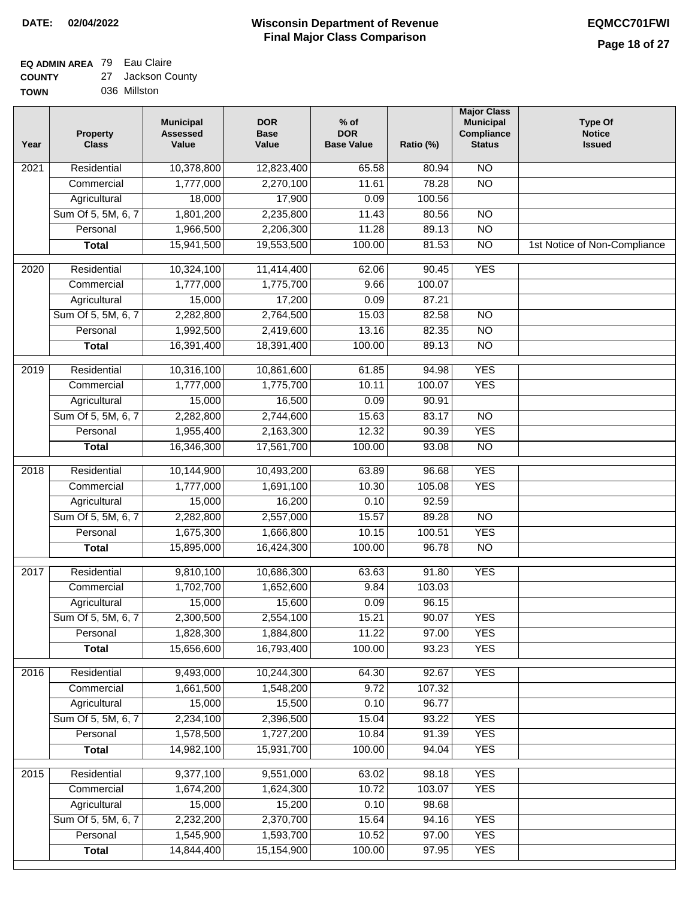**DATE:** 02/04/2022

# Wisconsin Department of Revenue
## Final Major Class Comparison

**EQMCC701FWI**

**EQ ADMIN AREA** 79 Eau Claire
**COUNTY** 27 Jackson County
**TOWN** 036 Millston

| Year | Property Class | Municipal Assessed Value | DOR Base Value | % of DOR Base Value | Ratio (%) | Major Class Municipal Compliance Status | Type Of Notice Issued |
|---|---|---|---|---|---|---|---|
| 2021 | Residential | 10,378,800 | 12,823,400 | 65.58 | 80.94 | NO | |
| | Commercial | 1,777,000 | 2,270,100 | 11.61 | 78.28 | NO | |
| | Agricultural | 18,000 | 17,900 | 0.09 | 100.56 | | |
| | Sum Of 5, 5M, 6, 7 | 1,801,200 | 2,235,800 | 11.43 | 80.56 | NO | |
| | Personal | 1,966,500 | 2,206,300 | 11.28 | 89.13 | NO | |
| | **Total** | 15,941,500 | 19,553,500 | 100.00 | 81.53 | NO | 1st Notice of Non-Compliance |
| 2020 | Residential | 10,324,100 | 11,414,400 | 62.06 | 90.45 | YES | |
| | Commercial | 1,777,000 | 1,775,700 | 9.66 | 100.07 | | |
| | Agricultural | 15,000 | 17,200 | 0.09 | 87.21 | | |
| | Sum Of 5, 5M, 6, 7 | 2,282,800 | 2,764,500 | 15.03 | 82.58 | NO | |
| | Personal | 1,992,500 | 2,419,600 | 13.16 | 82.35 | NO | |
| | **Total** | 16,391,400 | 18,391,400 | 100.00 | 89.13 | NO | |
| 2019 | Residential | 10,316,100 | 10,861,600 | 61.85 | 94.98 | YES | |
| | Commercial | 1,777,000 | 1,775,700 | 10.11 | 100.07 | YES | |
| | Agricultural | 15,000 | 16,500 | 0.09 | 90.91 | | |
| | Sum Of 5, 5M, 6, 7 | 2,282,800 | 2,744,600 | 15.63 | 83.17 | NO | |
| | Personal | 1,955,400 | 2,163,300 | 12.32 | 90.39 | YES | |
| | **Total** | 16,346,300 | 17,561,700 | 100.00 | 93.08 | NO | |
| 2018 | Residential | 10,144,900 | 10,493,200 | 63.89 | 96.68 | YES | |
| | Commercial | 1,777,000 | 1,691,100 | 10.30 | 105.08 | YES | |
| | Agricultural | 15,000 | 16,200 | 0.10 | 92.59 | | |
| | Sum Of 5, 5M, 6, 7 | 2,282,800 | 2,557,000 | 15.57 | 89.28 | NO | |
| | Personal | 1,675,300 | 1,666,800 | 10.15 | 100.51 | YES | |
| | **Total** | 15,895,000 | 16,424,300 | 100.00 | 96.78 | NO | |
| 2017 | Residential | 9,810,100 | 10,686,300 | 63.63 | 91.80 | YES | |
| | Commercial | 1,702,700 | 1,652,600 | 9.84 | 103.03 | | |
| | Agricultural | 15,000 | 15,600 | 0.09 | 96.15 | | |
| | Sum Of 5, 5M, 6, 7 | 2,300,500 | 2,554,100 | 15.21 | 90.07 | YES | |
| | Personal | 1,828,300 | 1,884,800 | 11.22 | 97.00 | YES | |
| | **Total** | 15,656,600 | 16,793,400 | 100.00 | 93.23 | YES | |
| 2016 | Residential | 9,493,000 | 10,244,300 | 64.30 | 92.67 | YES | |
| | Commercial | 1,661,500 | 1,548,200 | 9.72 | 107.32 | | |
| | Agricultural | 15,000 | 15,500 | 0.10 | 96.77 | | |
| | Sum Of 5, 5M, 6, 7 | 2,234,100 | 2,396,500 | 15.04 | 93.22 | YES | |
| | Personal | 1,578,500 | 1,727,200 | 10.84 | 91.39 | YES | |
| | **Total** | 14,982,100 | 15,931,700 | 100.00 | 94.04 | YES | |
| 2015 | Residential | 9,377,100 | 9,551,000 | 63.02 | 98.18 | YES | |
| | Commercial | 1,674,200 | 1,624,300 | 10.72 | 103.07 | YES | |
| | Agricultural | 15,000 | 15,200 | 0.10 | 98.68 | | |
| | Sum Of 5, 5M, 6, 7 | 2,232,200 | 2,370,700 | 15.64 | 94.16 | YES | |
| | Personal | 1,545,900 | 1,593,700 | 10.52 | 97.00 | YES | |
| | **Total** | 14,844,400 | 15,154,900 | 100.00 | 97.95 | YES | |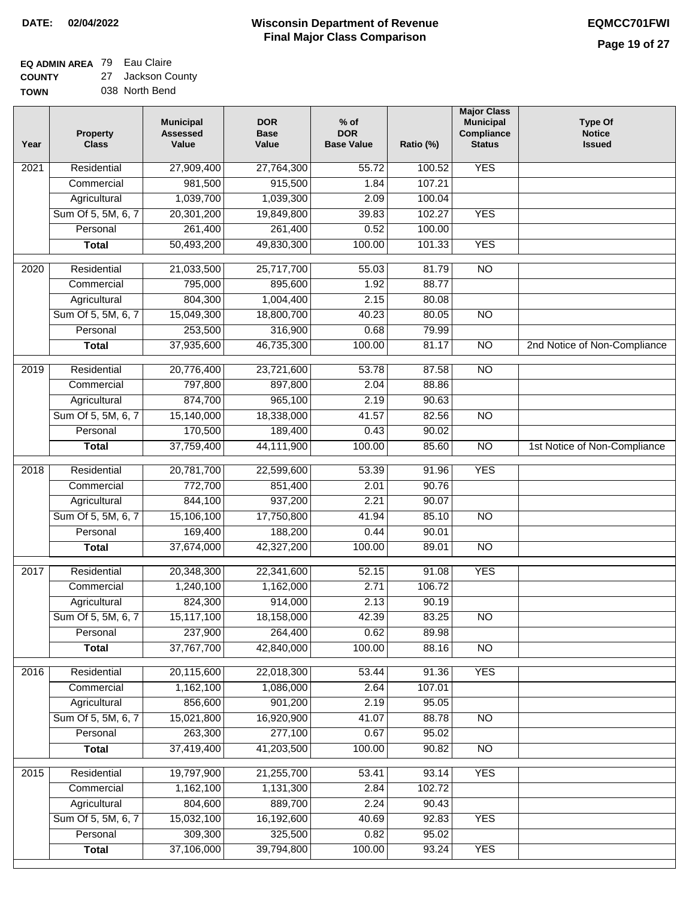**DATE: 02/04/2022**

# Wisconsin Department of Revenue
## Final Major Class Comparison

**EQMCC701FWI**

**EQ ADMIN AREA** 79 Eau Claire
**COUNTY** 27 Jackson County
**TOWN** 038 North Bend

| Year | Property Class | Municipal Assessed Value | DOR Base Value | % of DOR Base Value | Ratio (%) | Major Class Municipal Compliance Status | Type Of Notice Issued |
|---|---|---|---|---|---|---|---|
| 2021 | Residential | 27,909,400 | 27,764,300 | 55.72 | 100.52 | YES | |
| | Commercial | 981,500 | 915,500 | 1.84 | 107.21 | | |
| | Agricultural | 1,039,700 | 1,039,300 | 2.09 | 100.04 | | |
| | Sum Of 5, 5M, 6, 7 | 20,301,200 | 19,849,800 | 39.83 | 102.27 | YES | |
| | Personal | 261,400 | 261,400 | 0.52 | 100.00 | | |
| | **Total** | 50,493,200 | 49,830,300 | 100.00 | 101.33 | YES | |
| 2020 | Residential | 21,033,500 | 25,717,700 | 55.03 | 81.79 | NO | |
| | Commercial | 795,000 | 895,600 | 1.92 | 88.77 | | |
| | Agricultural | 804,300 | 1,004,400 | 2.15 | 80.08 | | |
| | Sum Of 5, 5M, 6, 7 | 15,049,300 | 18,800,700 | 40.23 | 80.05 | NO | |
| | Personal | 253,500 | 316,900 | 0.68 | 79.99 | | |
| | **Total** | 37,935,600 | 46,735,300 | 100.00 | 81.17 | NO | 2nd Notice of Non-Compliance |
| 2019 | Residential | 20,776,400 | 23,721,600 | 53.78 | 87.58 | NO | |
| | Commercial | 797,800 | 897,800 | 2.04 | 88.86 | | |
| | Agricultural | 874,700 | 965,100 | 2.19 | 90.63 | | |
| | Sum Of 5, 5M, 6, 7 | 15,140,000 | 18,338,000 | 41.57 | 82.56 | NO | |
| | Personal | 170,500 | 189,400 | 0.43 | 90.02 | | |
| | **Total** | 37,759,400 | 44,111,900 | 100.00 | 85.60 | NO | 1st Notice of Non-Compliance |
| 2018 | Residential | 20,781,700 | 22,599,600 | 53.39 | 91.96 | YES | |
| | Commercial | 772,700 | 851,400 | 2.01 | 90.76 | | |
| | Agricultural | 844,100 | 937,200 | 2.21 | 90.07 | | |
| | Sum Of 5, 5M, 6, 7 | 15,106,100 | 17,750,800 | 41.94 | 85.10 | NO | |
| | Personal | 169,400 | 188,200 | 0.44 | 90.01 | | |
| | **Total** | 37,674,000 | 42,327,200 | 100.00 | 89.01 | NO | |
| 2017 | Residential | 20,348,300 | 22,341,600 | 52.15 | 91.08 | YES | |
| | Commercial | 1,240,100 | 1,162,000 | 2.71 | 106.72 | | |
| | Agricultural | 824,300 | 914,000 | 2.13 | 90.19 | | |
| | Sum Of 5, 5M, 6, 7 | 15,117,100 | 18,158,000 | 42.39 | 83.25 | NO | |
| | Personal | 237,900 | 264,400 | 0.62 | 89.98 | | |
| | **Total** | 37,767,700 | 42,840,000 | 100.00 | 88.16 | NO | |
| 2016 | Residential | 20,115,600 | 22,018,300 | 53.44 | 91.36 | YES | |
| | Commercial | 1,162,100 | 1,086,000 | 2.64 | 107.01 | | |
| | Agricultural | 856,600 | 901,200 | 2.19 | 95.05 | | |
| | Sum Of 5, 5M, 6, 7 | 15,021,800 | 16,920,900 | 41.07 | 88.78 | NO | |
| | Personal | 263,300 | 277,100 | 0.67 | 95.02 | | |
| | **Total** | 37,419,400 | 41,203,500 | 100.00 | 90.82 | NO | |
| 2015 | Residential | 19,797,900 | 21,255,700 | 53.41 | 93.14 | YES | |
| | Commercial | 1,162,100 | 1,131,300 | 2.84 | 102.72 | | |
| | Agricultural | 804,600 | 889,700 | 2.24 | 90.43 | | |
| | Sum Of 5, 5M, 6, 7 | 15,032,100 | 16,192,600 | 40.69 | 92.83 | YES | |
| | Personal | 309,300 | 325,500 | 0.82 | 95.02 | | |
| | **Total** | 37,106,000 | 39,794,800 | 100.00 | 93.24 | YES | |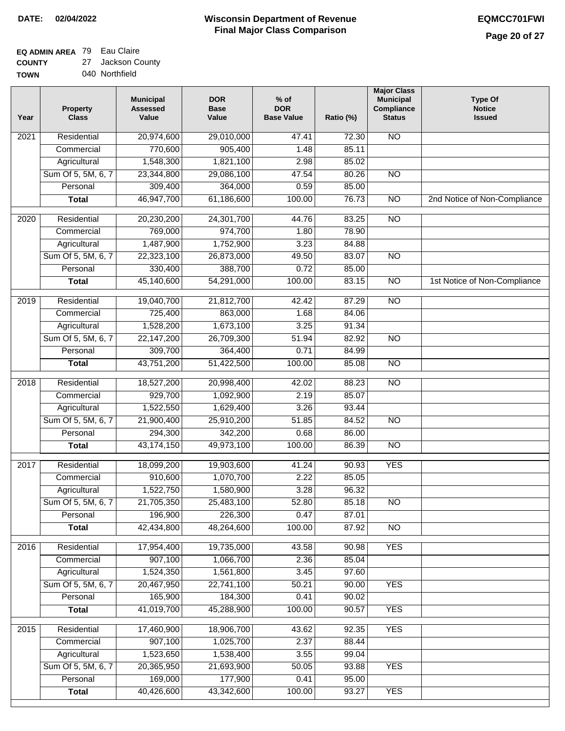**DATE:** 02/04/2022

# Wisconsin Department of Revenue
## Final Major Class Comparison

**EQMCC701FWI**

**EQ ADMIN AREA** 79 Eau Claire
**COUNTY** 27 Jackson County
**TOWN** 040 Northfield

| Year | Property Class | Municipal Assessed Value | DOR Base Value | % of DOR Base Value | Ratio (%) | Major Class Municipal Compliance Status | Type Of Notice Issued |
|---|---|---|---|---|---|---|---|
| 2021 | Residential | 20,974,600 | 29,010,000 | 47.41 | 72.30 | NO | |
| | Commercial | 770,600 | 905,400 | 1.48 | 85.11 | | |
| | Agricultural | 1,548,300 | 1,821,100 | 2.98 | 85.02 | | |
| | Sum Of 5, 5M, 6, 7 | 23,344,800 | 29,086,100 | 47.54 | 80.26 | NO | |
| | Personal | 309,400 | 364,000 | 0.59 | 85.00 | | |
| | **Total** | 46,947,700 | 61,186,600 | 100.00 | 76.73 | NO | 2nd Notice of Non-Compliance |
| 2020 | Residential | 20,230,200 | 24,301,700 | 44.76 | 83.25 | NO | |
| | Commercial | 769,000 | 974,700 | 1.80 | 78.90 | | |
| | Agricultural | 1,487,900 | 1,752,900 | 3.23 | 84.88 | | |
| | Sum Of 5, 5M, 6, 7 | 22,323,100 | 26,873,000 | 49.50 | 83.07 | NO | |
| | Personal | 330,400 | 388,700 | 0.72 | 85.00 | | |
| | **Total** | 45,140,600 | 54,291,000 | 100.00 | 83.15 | NO | 1st Notice of Non-Compliance |
| 2019 | Residential | 19,040,700 | 21,812,700 | 42.42 | 87.29 | NO | |
| | Commercial | 725,400 | 863,000 | 1.68 | 84.06 | | |
| | Agricultural | 1,528,200 | 1,673,100 | 3.25 | 91.34 | | |
| | Sum Of 5, 5M, 6, 7 | 22,147,200 | 26,709,300 | 51.94 | 82.92 | NO | |
| | Personal | 309,700 | 364,400 | 0.71 | 84.99 | | |
| | **Total** | 43,751,200 | 51,422,500 | 100.00 | 85.08 | NO | |
| 2018 | Residential | 18,527,200 | 20,998,400 | 42.02 | 88.23 | NO | |
| | Commercial | 929,700 | 1,092,900 | 2.19 | 85.07 | | |
| | Agricultural | 1,522,550 | 1,629,400 | 3.26 | 93.44 | | |
| | Sum Of 5, 5M, 6, 7 | 21,900,400 | 25,910,200 | 51.85 | 84.52 | NO | |
| | Personal | 294,300 | 342,200 | 0.68 | 86.00 | | |
| | **Total** | 43,174,150 | 49,973,100 | 100.00 | 86.39 | NO | |
| 2017 | Residential | 18,099,200 | 19,903,600 | 41.24 | 90.93 | YES | |
| | Commercial | 910,600 | 1,070,700 | 2.22 | 85.05 | | |
| | Agricultural | 1,522,750 | 1,580,900 | 3.28 | 96.32 | | |
| | Sum Of 5, 5M, 6, 7 | 21,705,350 | 25,483,100 | 52.80 | 85.18 | NO | |
| | Personal | 196,900 | 226,300 | 0.47 | 87.01 | | |
| | **Total** | 42,434,800 | 48,264,600 | 100.00 | 87.92 | NO | |
| 2016 | Residential | 17,954,400 | 19,735,000 | 43.58 | 90.98 | YES | |
| | Commercial | 907,100 | 1,066,700 | 2.36 | 85.04 | | |
| | Agricultural | 1,524,350 | 1,561,800 | 3.45 | 97.60 | | |
| | Sum Of 5, 5M, 6, 7 | 20,467,950 | 22,741,100 | 50.21 | 90.00 | YES | |
| | Personal | 165,900 | 184,300 | 0.41 | 90.02 | | |
| | **Total** | 41,019,700 | 45,288,900 | 100.00 | 90.57 | YES | |
| 2015 | Residential | 17,460,900 | 18,906,700 | 43.62 | 92.35 | YES | |
| | Commercial | 907,100 | 1,025,700 | 2.37 | 88.44 | | |
| | Agricultural | 1,523,650 | 1,538,400 | 3.55 | 99.04 | | |
| | Sum Of 5, 5M, 6, 7 | 20,365,950 | 21,693,900 | 50.05 | 93.88 | YES | |
| | Personal | 169,000 | 177,900 | 0.41 | 95.00 | | |
| | **Total** | 40,426,600 | 43,342,600 | 100.00 | 93.27 | YES | |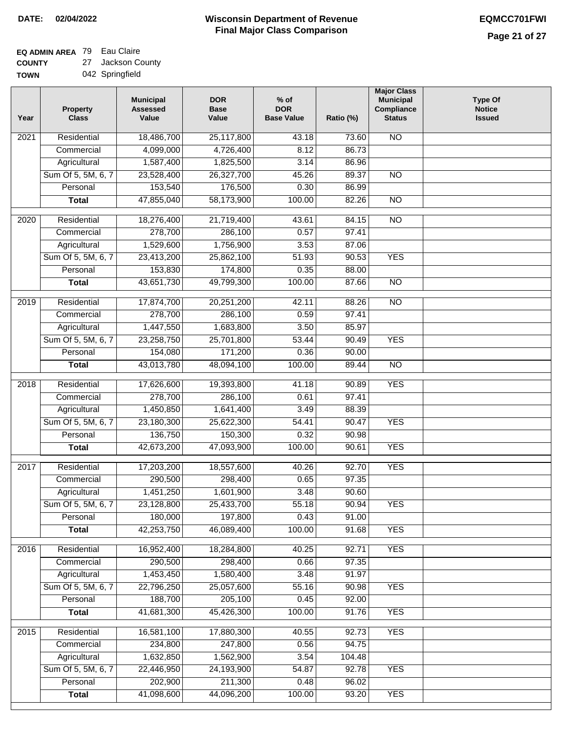**DATE: 02/04/2022**

# Wisconsin Department of Revenue
## Final Major Class Comparison

**EQMCC701FWI**

**EQ ADMIN AREA** 79 Eau Claire
**COUNTY** 27 Jackson County
**TOWN** 042 Springfield

| Year | Property Class | Municipal Assessed Value | DOR Base Value | % of DOR Base Value | Ratio (%) | Major Class Municipal Compliance Status | Type Of Notice Issued |
|---|---|---|---|---|---|---|---|
| 2021 | Residential | 18,486,700 | 25,117,800 | 43.18 | 73.60 | NO | |
| | Commercial | 4,099,000 | 4,726,400 | 8.12 | 86.73 | | |
| | Agricultural | 1,587,400 | 1,825,500 | 3.14 | 86.96 | | |
| | Sum Of 5, 5M, 6, 7 | 23,528,400 | 26,327,700 | 45.26 | 89.37 | NO | |
| | Personal | 153,540 | 176,500 | 0.30 | 86.99 | | |
| | **Total** | 47,855,040 | 58,173,900 | 100.00 | 82.26 | NO | |
| 2020 | Residential | 18,276,400 | 21,719,400 | 43.61 | 84.15 | NO | |
| | Commercial | 278,700 | 286,100 | 0.57 | 97.41 | | |
| | Agricultural | 1,529,600 | 1,756,900 | 3.53 | 87.06 | | |
| | Sum Of 5, 5M, 6, 7 | 23,413,200 | 25,862,100 | 51.93 | 90.53 | YES | |
| | Personal | 153,830 | 174,800 | 0.35 | 88.00 | | |
| | **Total** | 43,651,730 | 49,799,300 | 100.00 | 87.66 | NO | |
| 2019 | Residential | 17,874,700 | 20,251,200 | 42.11 | 88.26 | NO | |
| | Commercial | 278,700 | 286,100 | 0.59 | 97.41 | | |
| | Agricultural | 1,447,550 | 1,683,800 | 3.50 | 85.97 | | |
| | Sum Of 5, 5M, 6, 7 | 23,258,750 | 25,701,800 | 53.44 | 90.49 | YES | |
| | Personal | 154,080 | 171,200 | 0.36 | 90.00 | | |
| | **Total** | 43,013,780 | 48,094,100 | 100.00 | 89.44 | NO | |
| 2018 | Residential | 17,626,600 | 19,393,800 | 41.18 | 90.89 | YES | |
| | Commercial | 278,700 | 286,100 | 0.61 | 97.41 | | |
| | Agricultural | 1,450,850 | 1,641,400 | 3.49 | 88.39 | | |
| | Sum Of 5, 5M, 6, 7 | 23,180,300 | 25,622,300 | 54.41 | 90.47 | YES | |
| | Personal | 136,750 | 150,300 | 0.32 | 90.98 | | |
| | **Total** | 42,673,200 | 47,093,900 | 100.00 | 90.61 | YES | |
| 2017 | Residential | 17,203,200 | 18,557,600 | 40.26 | 92.70 | YES | |
| | Commercial | 290,500 | 298,400 | 0.65 | 97.35 | | |
| | Agricultural | 1,451,250 | 1,601,900 | 3.48 | 90.60 | | |
| | Sum Of 5, 5M, 6, 7 | 23,128,800 | 25,433,700 | 55.18 | 90.94 | YES | |
| | Personal | 180,000 | 197,800 | 0.43 | 91.00 | | |
| | **Total** | 42,253,750 | 46,089,400 | 100.00 | 91.68 | YES | |
| 2016 | Residential | 16,952,400 | 18,284,800 | 40.25 | 92.71 | YES | |
| | Commercial | 290,500 | 298,400 | 0.66 | 97.35 | | |
| | Agricultural | 1,453,450 | 1,580,400 | 3.48 | 91.97 | | |
| | Sum Of 5, 5M, 6, 7 | 22,796,250 | 25,057,600 | 55.16 | 90.98 | YES | |
| | Personal | 188,700 | 205,100 | 0.45 | 92.00 | | |
| | **Total** | 41,681,300 | 45,426,300 | 100.00 | 91.76 | YES | |
| 2015 | Residential | 16,581,100 | 17,880,300 | 40.55 | 92.73 | YES | |
| | Commercial | 234,800 | 247,800 | 0.56 | 94.75 | | |
| | Agricultural | 1,632,850 | 1,562,900 | 3.54 | 104.48 | | |
| | Sum Of 5, 5M, 6, 7 | 22,446,950 | 24,193,900 | 54.87 | 92.78 | YES | |
| | Personal | 202,900 | 211,300 | 0.48 | 96.02 | | |
| | **Total** | 41,098,600 | 44,096,200 | 100.00 | 93.20 | YES | |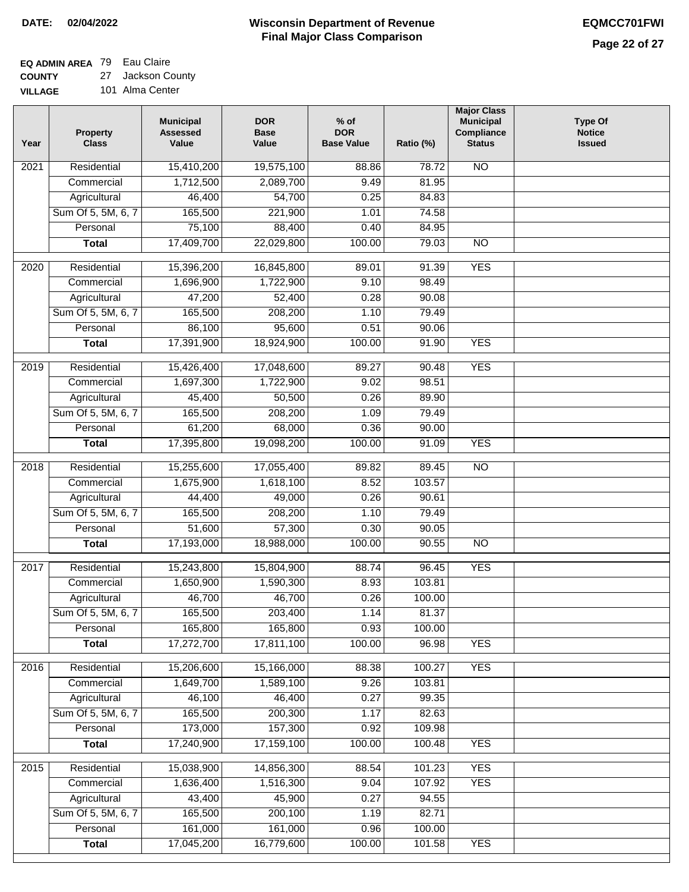**DATE:** 02/04/2022

# Wisconsin Department of Revenue
## Final Major Class Comparison

**EQMCC701FWI**

**EQ ADMIN AREA** 79 Eau Claire
**COUNTY** 27 Jackson County
**VILLAGE** 101 Alma Center

| Year | Property Class | Municipal Assessed Value | DOR Base Value | % of DOR Base Value | Ratio (%) | Major Class Municipal Compliance Status | Type Of Notice Issued |
|---|---|---|---|---|---|---|---|
| 2021 | Residential | 15,410,200 | 19,575,100 | 88.86 | 78.72 | NO | |
| | Commercial | 1,712,500 | 2,089,700 | 9.49 | 81.95 | | |
| | Agricultural | 46,400 | 54,700 | 0.25 | 84.83 | | |
| | Sum Of 5, 5M, 6, 7 | 165,500 | 221,900 | 1.01 | 74.58 | | |
| | Personal | 75,100 | 88,400 | 0.40 | 84.95 | | |
| | **Total** | 17,409,700 | 22,029,800 | 100.00 | 79.03 | NO | |
| 2020 | Residential | 15,396,200 | 16,845,800 | 89.01 | 91.39 | YES | |
| | Commercial | 1,696,900 | 1,722,900 | 9.10 | 98.49 | | |
| | Agricultural | 47,200 | 52,400 | 0.28 | 90.08 | | |
| | Sum Of 5, 5M, 6, 7 | 165,500 | 208,200 | 1.10 | 79.49 | | |
| | Personal | 86,100 | 95,600 | 0.51 | 90.06 | | |
| | **Total** | 17,391,900 | 18,924,900 | 100.00 | 91.90 | YES | |
| 2019 | Residential | 15,426,400 | 17,048,600 | 89.27 | 90.48 | YES | |
| | Commercial | 1,697,300 | 1,722,900 | 9.02 | 98.51 | | |
| | Agricultural | 45,400 | 50,500 | 0.26 | 89.90 | | |
| | Sum Of 5, 5M, 6, 7 | 165,500 | 208,200 | 1.09 | 79.49 | | |
| | Personal | 61,200 | 68,000 | 0.36 | 90.00 | | |
| | **Total** | 17,395,800 | 19,098,200 | 100.00 | 91.09 | YES | |
| 2018 | Residential | 15,255,600 | 17,055,400 | 89.82 | 89.45 | NO | |
| | Commercial | 1,675,900 | 1,618,100 | 8.52 | 103.57 | | |
| | Agricultural | 44,400 | 49,000 | 0.26 | 90.61 | | |
| | Sum Of 5, 5M, 6, 7 | 165,500 | 208,200 | 1.10 | 79.49 | | |
| | Personal | 51,600 | 57,300 | 0.30 | 90.05 | | |
| | **Total** | 17,193,000 | 18,988,000 | 100.00 | 90.55 | NO | |
| 2017 | Residential | 15,243,800 | 15,804,900 | 88.74 | 96.45 | YES | |
| | Commercial | 1,650,900 | 1,590,300 | 8.93 | 103.81 | | |
| | Agricultural | 46,700 | 46,700 | 0.26 | 100.00 | | |
| | Sum Of 5, 5M, 6, 7 | 165,500 | 203,400 | 1.14 | 81.37 | | |
| | Personal | 165,800 | 165,800 | 0.93 | 100.00 | | |
| | **Total** | 17,272,700 | 17,811,100 | 100.00 | 96.98 | YES | |
| 2016 | Residential | 15,206,600 | 15,166,000 | 88.38 | 100.27 | YES | |
| | Commercial | 1,649,700 | 1,589,100 | 9.26 | 103.81 | | |
| | Agricultural | 46,100 | 46,400 | 0.27 | 99.35 | | |
| | Sum Of 5, 5M, 6, 7 | 165,500 | 200,300 | 1.17 | 82.63 | | |
| | Personal | 173,000 | 157,300 | 0.92 | 109.98 | | |
| | **Total** | 17,240,900 | 17,159,100 | 100.00 | 100.48 | YES | |
| 2015 | Residential | 15,038,900 | 14,856,300 | 88.54 | 101.23 | YES | |
| | Commercial | 1,636,400 | 1,516,300 | 9.04 | 107.92 | YES | |
| | Agricultural | 43,400 | 45,900 | 0.27 | 94.55 | | |
| | Sum Of 5, 5M, 6, 7 | 165,500 | 200,100 | 1.19 | 82.71 | | |
| | Personal | 161,000 | 161,000 | 0.96 | 100.00 | | |
| | **Total** | 17,045,200 | 16,779,600 | 100.00 | 101.58 | YES | |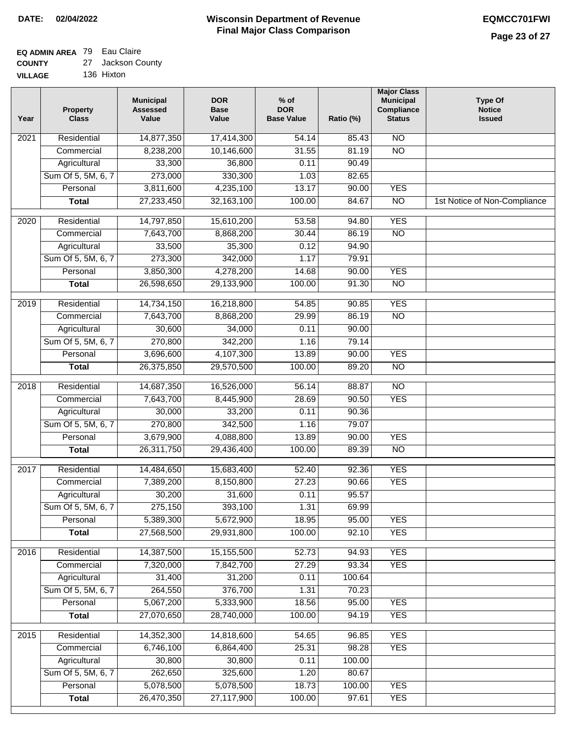**DATE:** 02/04/2022

# Wisconsin Department of Revenue
## Final Major Class Comparison

**EQMCC701FWI**

**EQ ADMIN AREA** 79 Eau Claire
**COUNTY** 27 Jackson County
**VILLAGE** 136 Hixton

| Year | Property Class | Municipal Assessed Value | DOR Base Value | % of DOR Base Value | Ratio (%) | Major Class Municipal Compliance Status | Type Of Notice Issued |
|---|---|---|---|---|---|---|---|
| 2021 | Residential | 14,877,350 | 17,414,300 | 54.14 | 85.43 | NO | |
| | Commercial | 8,238,200 | 10,146,600 | 31.55 | 81.19 | NO | |
| | Agricultural | 33,300 | 36,800 | 0.11 | 90.49 | | |
| | Sum Of 5, 5M, 6, 7 | 273,000 | 330,300 | 1.03 | 82.65 | | |
| | Personal | 3,811,600 | 4,235,100 | 13.17 | 90.00 | YES | |
| | **Total** | 27,233,450 | 32,163,100 | 100.00 | 84.67 | NO | 1st Notice of Non-Compliance |
| 2020 | Residential | 14,797,850 | 15,610,200 | 53.58 | 94.80 | YES | |
| | Commercial | 7,643,700 | 8,868,200 | 30.44 | 86.19 | NO | |
| | Agricultural | 33,500 | 35,300 | 0.12 | 94.90 | | |
| | Sum Of 5, 5M, 6, 7 | 273,300 | 342,000 | 1.17 | 79.91 | | |
| | Personal | 3,850,300 | 4,278,200 | 14.68 | 90.00 | YES | |
| | **Total** | 26,598,650 | 29,133,900 | 100.00 | 91.30 | NO | |
| 2019 | Residential | 14,734,150 | 16,218,800 | 54.85 | 90.85 | YES | |
| | Commercial | 7,643,700 | 8,868,200 | 29.99 | 86.19 | NO | |
| | Agricultural | 30,600 | 34,000 | 0.11 | 90.00 | | |
| | Sum Of 5, 5M, 6, 7 | 270,800 | 342,200 | 1.16 | 79.14 | | |
| | Personal | 3,696,600 | 4,107,300 | 13.89 | 90.00 | YES | |
| | **Total** | 26,375,850 | 29,570,500 | 100.00 | 89.20 | NO | |
| 2018 | Residential | 14,687,350 | 16,526,000 | 56.14 | 88.87 | NO | |
| | Commercial | 7,643,700 | 8,445,900 | 28.69 | 90.50 | YES | |
| | Agricultural | 30,000 | 33,200 | 0.11 | 90.36 | | |
| | Sum Of 5, 5M, 6, 7 | 270,800 | 342,500 | 1.16 | 79.07 | | |
| | Personal | 3,679,900 | 4,088,800 | 13.89 | 90.00 | YES | |
| | **Total** | 26,311,750 | 29,436,400 | 100.00 | 89.39 | NO | |
| 2017 | Residential | 14,484,650 | 15,683,400 | 52.40 | 92.36 | YES | |
| | Commercial | 7,389,200 | 8,150,800 | 27.23 | 90.66 | YES | |
| | Agricultural | 30,200 | 31,600 | 0.11 | 95.57 | | |
| | Sum Of 5, 5M, 6, 7 | 275,150 | 393,100 | 1.31 | 69.99 | | |
| | Personal | 5,389,300 | 5,672,900 | 18.95 | 95.00 | YES | |
| | **Total** | 27,568,500 | 29,931,800 | 100.00 | 92.10 | YES | |
| 2016 | Residential | 14,387,500 | 15,155,500 | 52.73 | 94.93 | YES | |
| | Commercial | 7,320,000 | 7,842,700 | 27.29 | 93.34 | YES | |
| | Agricultural | 31,400 | 31,200 | 0.11 | 100.64 | | |
| | Sum Of 5, 5M, 6, 7 | 264,550 | 376,700 | 1.31 | 70.23 | | |
| | Personal | 5,067,200 | 5,333,900 | 18.56 | 95.00 | YES | |
| | **Total** | 27,070,650 | 28,740,000 | 100.00 | 94.19 | YES | |
| 2015 | Residential | 14,352,300 | 14,818,600 | 54.65 | 96.85 | YES | |
| | Commercial | 6,746,100 | 6,864,400 | 25.31 | 98.28 | YES | |
| | Agricultural | 30,800 | 30,800 | 0.11 | 100.00 | | |
| | Sum Of 5, 5M, 6, 7 | 262,650 | 325,600 | 1.20 | 80.67 | | |
| | Personal | 5,078,500 | 5,078,500 | 18.73 | 100.00 | YES | |
| | **Total** | 26,470,350 | 27,117,900 | 100.00 | 97.61 | YES | |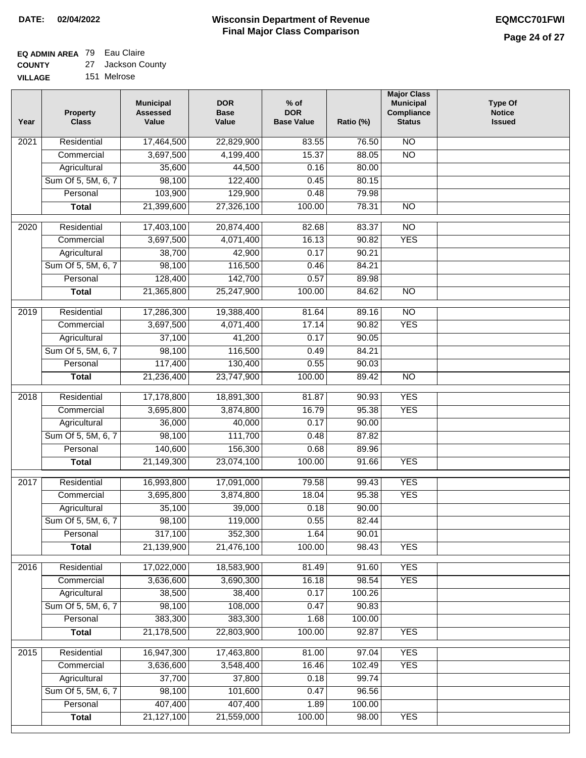**DATE:** 02/04/2022

# Wisconsin Department of Revenue
## Final Major Class Comparison

**EQMCC701FWI**

**EQ ADMIN AREA** 79 Eau Claire
**COUNTY** 27 Jackson County
**VILLAGE** 151 Melrose

| Year | Property Class | Municipal Assessed Value | DOR Base Value | % of DOR Base Value | Ratio (%) | Major Class Municipal Compliance Status | Type Of Notice Issued |
|---|---|---|---|---|---|---|---|
| 2021 | Residential | 17,464,500 | 22,829,900 | 83.55 | 76.50 | NO | |
| | Commercial | 3,697,500 | 4,199,400 | 15.37 | 88.05 | NO | |
| | Agricultural | 35,600 | 44,500 | 0.16 | 80.00 | | |
| | Sum Of 5, 5M, 6, 7 | 98,100 | 122,400 | 0.45 | 80.15 | | |
| | Personal | 103,900 | 129,900 | 0.48 | 79.98 | | |
| | **Total** | 21,399,600 | 27,326,100 | 100.00 | 78.31 | NO | |
| 2020 | Residential | 17,403,100 | 20,874,400 | 82.68 | 83.37 | NO | |
| | Commercial | 3,697,500 | 4,071,400 | 16.13 | 90.82 | YES | |
| | Agricultural | 38,700 | 42,900 | 0.17 | 90.21 | | |
| | Sum Of 5, 5M, 6, 7 | 98,100 | 116,500 | 0.46 | 84.21 | | |
| | Personal | 128,400 | 142,700 | 0.57 | 89.98 | | |
| | **Total** | 21,365,800 | 25,247,900 | 100.00 | 84.62 | NO | |
| 2019 | Residential | 17,286,300 | 19,388,400 | 81.64 | 89.16 | NO | |
| | Commercial | 3,697,500 | 4,071,400 | 17.14 | 90.82 | YES | |
| | Agricultural | 37,100 | 41,200 | 0.17 | 90.05 | | |
| | Sum Of 5, 5M, 6, 7 | 98,100 | 116,500 | 0.49 | 84.21 | | |
| | Personal | 117,400 | 130,400 | 0.55 | 90.03 | | |
| | **Total** | 21,236,400 | 23,747,900 | 100.00 | 89.42 | NO | |
| 2018 | Residential | 17,178,800 | 18,891,300 | 81.87 | 90.93 | YES | |
| | Commercial | 3,695,800 | 3,874,800 | 16.79 | 95.38 | YES | |
| | Agricultural | 36,000 | 40,000 | 0.17 | 90.00 | | |
| | Sum Of 5, 5M, 6, 7 | 98,100 | 111,700 | 0.48 | 87.82 | | |
| | Personal | 140,600 | 156,300 | 0.68 | 89.96 | | |
| | **Total** | 21,149,300 | 23,074,100 | 100.00 | 91.66 | YES | |
| 2017 | Residential | 16,993,800 | 17,091,000 | 79.58 | 99.43 | YES | |
| | Commercial | 3,695,800 | 3,874,800 | 18.04 | 95.38 | YES | |
| | Agricultural | 35,100 | 39,000 | 0.18 | 90.00 | | |
| | Sum Of 5, 5M, 6, 7 | 98,100 | 119,000 | 0.55 | 82.44 | | |
| | Personal | 317,100 | 352,300 | 1.64 | 90.01 | | |
| | **Total** | 21,139,900 | 21,476,100 | 100.00 | 98.43 | YES | |
| 2016 | Residential | 17,022,000 | 18,583,900 | 81.49 | 91.60 | YES | |
| | Commercial | 3,636,600 | 3,690,300 | 16.18 | 98.54 | YES | |
| | Agricultural | 38,500 | 38,400 | 0.17 | 100.26 | | |
| | Sum Of 5, 5M, 6, 7 | 98,100 | 108,000 | 0.47 | 90.83 | | |
| | Personal | 383,300 | 383,300 | 1.68 | 100.00 | | |
| | **Total** | 21,178,500 | 22,803,900 | 100.00 | 92.87 | YES | |
| 2015 | Residential | 16,947,300 | 17,463,800 | 81.00 | 97.04 | YES | |
| | Commercial | 3,636,600 | 3,548,400 | 16.46 | 102.49 | YES | |
| | Agricultural | 37,700 | 37,800 | 0.18 | 99.74 | | |
| | Sum Of 5, 5M, 6, 7 | 98,100 | 101,600 | 0.47 | 96.56 | | |
| | Personal | 407,400 | 407,400 | 1.89 | 100.00 | | |
| | **Total** | 21,127,100 | 21,559,000 | 100.00 | 98.00 | YES | |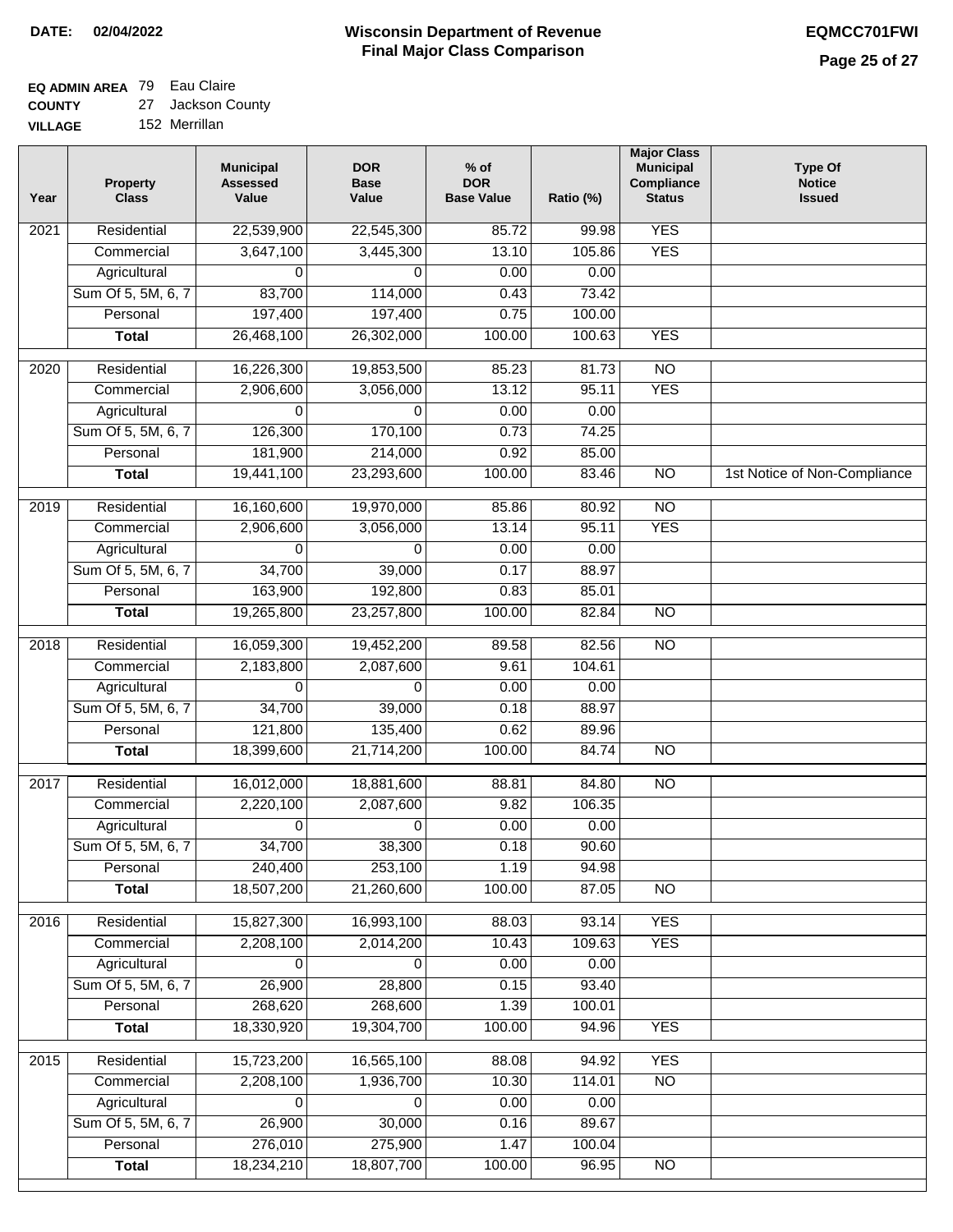**DATE:** 02/04/2022

# Wisconsin Department of Revenue
## Final Major Class Comparison

**EQMCC701FWI**

**EQ ADMIN AREA** 79 Eau Claire
**COUNTY** 27 Jackson County
**VILLAGE** 152 Merrillan

| Year | Property Class | Municipal Assessed Value | DOR Base Value | % of DOR Base Value | Ratio (%) | Major Class Municipal Compliance Status | Type Of Notice Issued |
|---|---|---|---|---|---|---|---|
| 2021 | Residential | 22,539,900 | 22,545,300 | 85.72 | 99.98 | YES | |
| | Commercial | 3,647,100 | 3,445,300 | 13.10 | 105.86 | YES | |
| | Agricultural | 0 | 0 | 0.00 | 0.00 | | |
| | Sum Of 5, 5M, 6, 7 | 83,700 | 114,000 | 0.43 | 73.42 | | |
| | Personal | 197,400 | 197,400 | 0.75 | 100.00 | | |
| | **Total** | 26,468,100 | 26,302,000 | 100.00 | 100.63 | YES | |
| 2020 | Residential | 16,226,300 | 19,853,500 | 85.23 | 81.73 | NO | |
| | Commercial | 2,906,600 | 3,056,000 | 13.12 | 95.11 | YES | |
| | Agricultural | 0 | 0 | 0.00 | 0.00 | | |
| | Sum Of 5, 5M, 6, 7 | 126,300 | 170,100 | 0.73 | 74.25 | | |
| | Personal | 181,900 | 214,000 | 0.92 | 85.00 | | |
| | **Total** | 19,441,100 | 23,293,600 | 100.00 | 83.46 | NO | 1st Notice of Non-Compliance |
| 2019 | Residential | 16,160,600 | 19,970,000 | 85.86 | 80.92 | NO | |
| | Commercial | 2,906,600 | 3,056,000 | 13.14 | 95.11 | YES | |
| | Agricultural | 0 | 0 | 0.00 | 0.00 | | |
| | Sum Of 5, 5M, 6, 7 | 34,700 | 39,000 | 0.17 | 88.97 | | |
| | Personal | 163,900 | 192,800 | 0.83 | 85.01 | | |
| | **Total** | 19,265,800 | 23,257,800 | 100.00 | 82.84 | NO | |
| 2018 | Residential | 16,059,300 | 19,452,200 | 89.58 | 82.56 | NO | |
| | Commercial | 2,183,800 | 2,087,600 | 9.61 | 104.61 | | |
| | Agricultural | 0 | 0 | 0.00 | 0.00 | | |
| | Sum Of 5, 5M, 6, 7 | 34,700 | 39,000 | 0.18 | 88.97 | | |
| | Personal | 121,800 | 135,400 | 0.62 | 89.96 | | |
| | **Total** | 18,399,600 | 21,714,200 | 100.00 | 84.74 | NO | |
| 2017 | Residential | 16,012,000 | 18,881,600 | 88.81 | 84.80 | NO | |
| | Commercial | 2,220,100 | 2,087,600 | 9.82 | 106.35 | | |
| | Agricultural | 0 | 0 | 0.00 | 0.00 | | |
| | Sum Of 5, 5M, 6, 7 | 34,700 | 38,300 | 0.18 | 90.60 | | |
| | Personal | 240,400 | 253,100 | 1.19 | 94.98 | | |
| | **Total** | 18,507,200 | 21,260,600 | 100.00 | 87.05 | NO | |
| 2016 | Residential | 15,827,300 | 16,993,100 | 88.03 | 93.14 | YES | |
| | Commercial | 2,208,100 | 2,014,200 | 10.43 | 109.63 | YES | |
| | Agricultural | 0 | 0 | 0.00 | 0.00 | | |
| | Sum Of 5, 5M, 6, 7 | 26,900 | 28,800 | 0.15 | 93.40 | | |
| | Personal | 268,620 | 268,600 | 1.39 | 100.01 | | |
| | **Total** | 18,330,920 | 19,304,700 | 100.00 | 94.96 | YES | |
| 2015 | Residential | 15,723,200 | 16,565,100 | 88.08 | 94.92 | YES | |
| | Commercial | 2,208,100 | 1,936,700 | 10.30 | 114.01 | NO | |
| | Agricultural | 0 | 0 | 0.00 | 0.00 | | |
| | Sum Of 5, 5M, 6, 7 | 26,900 | 30,000 | 0.16 | 89.67 | | |
| | Personal | 276,010 | 275,900 | 1.47 | 100.04 | | |
| | **Total** | 18,234,210 | 18,807,700 | 100.00 | 96.95 | NO | |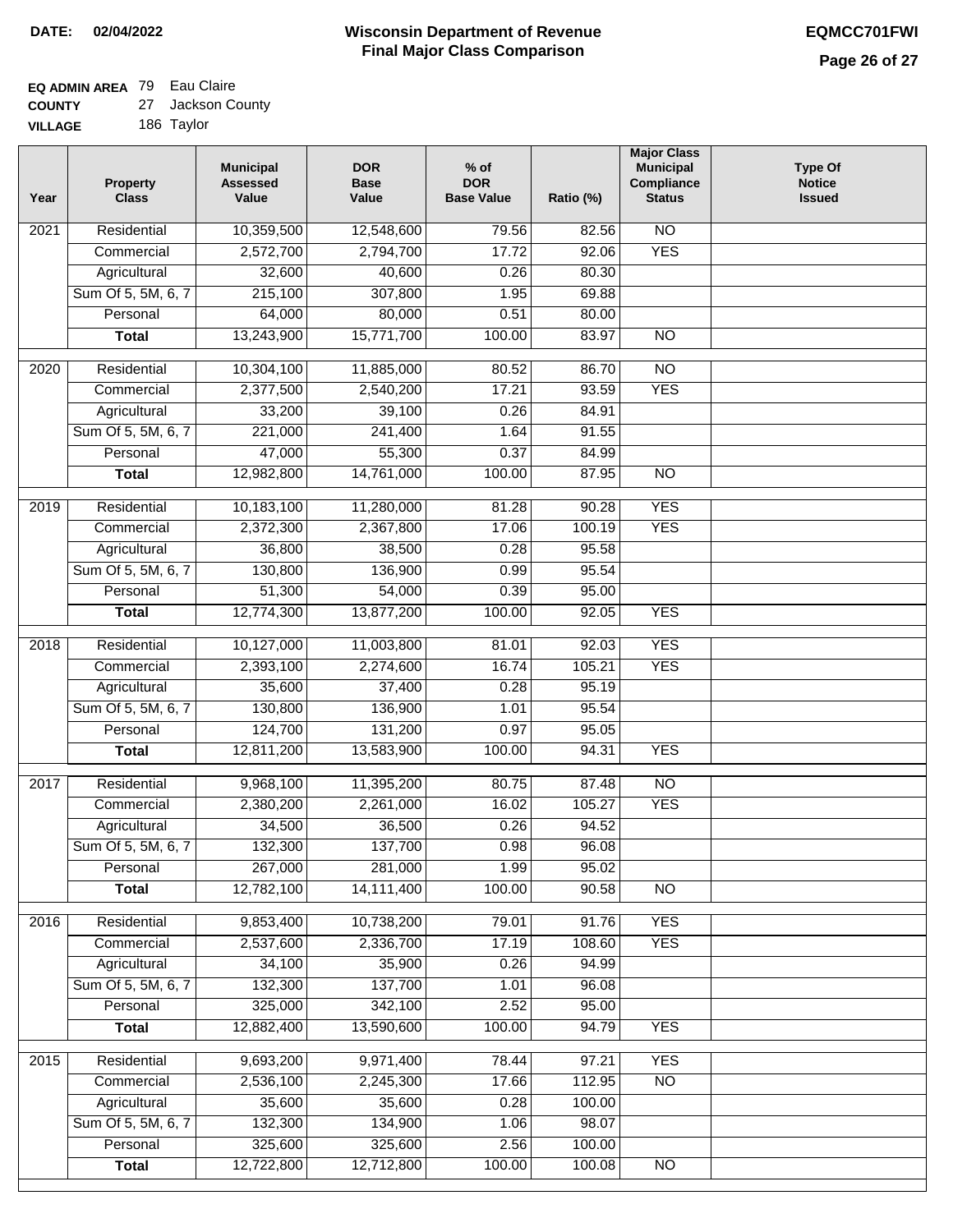**DATE:** 02/04/2022

# Wisconsin Department of Revenue
## Final Major Class Comparison

**EQMCC701FWI**

**EQ ADMIN AREA** 79 Eau Claire
**COUNTY** 27 Jackson County
**VILLAGE** 186 Taylor

| Year | Property Class | Municipal Assessed Value | DOR Base Value | % of DOR Base Value | Ratio (%) | Major Class Municipal Compliance Status | Type Of Notice Issued |
|---|---|---|---|---|---|---|---|
| 2021 | Residential | 10,359,500 | 12,548,600 | 79.56 | 82.56 | NO | |
| | Commercial | 2,572,700 | 2,794,700 | 17.72 | 92.06 | YES | |
| | Agricultural | 32,600 | 40,600 | 0.26 | 80.30 | | |
| | Sum Of 5, 5M, 6, 7 | 215,100 | 307,800 | 1.95 | 69.88 | | |
| | Personal | 64,000 | 80,000 | 0.51 | 80.00 | | |
| | **Total** | 13,243,900 | 15,771,700 | 100.00 | 83.97 | NO | |
| 2020 | Residential | 10,304,100 | 11,885,000 | 80.52 | 86.70 | NO | |
| | Commercial | 2,377,500 | 2,540,200 | 17.21 | 93.59 | YES | |
| | Agricultural | 33,200 | 39,100 | 0.26 | 84.91 | | |
| | Sum Of 5, 5M, 6, 7 | 221,000 | 241,400 | 1.64 | 91.55 | | |
| | Personal | 47,000 | 55,300 | 0.37 | 84.99 | | |
| | **Total** | 12,982,800 | 14,761,000 | 100.00 | 87.95 | NO | |
| 2019 | Residential | 10,183,100 | 11,280,000 | 81.28 | 90.28 | YES | |
| | Commercial | 2,372,300 | 2,367,800 | 17.06 | 100.19 | YES | |
| | Agricultural | 36,800 | 38,500 | 0.28 | 95.58 | | |
| | Sum Of 5, 5M, 6, 7 | 130,800 | 136,900 | 0.99 | 95.54 | | |
| | Personal | 51,300 | 54,000 | 0.39 | 95.00 | | |
| | **Total** | 12,774,300 | 13,877,200 | 100.00 | 92.05 | YES | |
| 2018 | Residential | 10,127,000 | 11,003,800 | 81.01 | 92.03 | YES | |
| | Commercial | 2,393,100 | 2,274,600 | 16.74 | 105.21 | YES | |
| | Agricultural | 35,600 | 37,400 | 0.28 | 95.19 | | |
| | Sum Of 5, 5M, 6, 7 | 130,800 | 136,900 | 1.01 | 95.54 | | |
| | Personal | 124,700 | 131,200 | 0.97 | 95.05 | | |
| | **Total** | 12,811,200 | 13,583,900 | 100.00 | 94.31 | YES | |
| 2017 | Residential | 9,968,100 | 11,395,200 | 80.75 | 87.48 | NO | |
| | Commercial | 2,380,200 | 2,261,000 | 16.02 | 105.27 | YES | |
| | Agricultural | 34,500 | 36,500 | 0.26 | 94.52 | | |
| | Sum Of 5, 5M, 6, 7 | 132,300 | 137,700 | 0.98 | 96.08 | | |
| | Personal | 267,000 | 281,000 | 1.99 | 95.02 | | |
| | **Total** | 12,782,100 | 14,111,400 | 100.00 | 90.58 | NO | |
| 2016 | Residential | 9,853,400 | 10,738,200 | 79.01 | 91.76 | YES | |
| | Commercial | 2,537,600 | 2,336,700 | 17.19 | 108.60 | YES | |
| | Agricultural | 34,100 | 35,900 | 0.26 | 94.99 | | |
| | Sum Of 5, 5M, 6, 7 | 132,300 | 137,700 | 1.01 | 96.08 | | |
| | Personal | 325,000 | 342,100 | 2.52 | 95.00 | | |
| | **Total** | 12,882,400 | 13,590,600 | 100.00 | 94.79 | YES | |
| 2015 | Residential | 9,693,200 | 9,971,400 | 78.44 | 97.21 | YES | |
| | Commercial | 2,536,100 | 2,245,300 | 17.66 | 112.95 | NO | |
| | Agricultural | 35,600 | 35,600 | 0.28 | 100.00 | | |
| | Sum Of 5, 5M, 6, 7 | 132,300 | 134,900 | 1.06 | 98.07 | | |
| | Personal | 325,600 | 325,600 | 2.56 | 100.00 | | |
| | **Total** | 12,722,800 | 12,712,800 | 100.00 | 100.08 | NO | |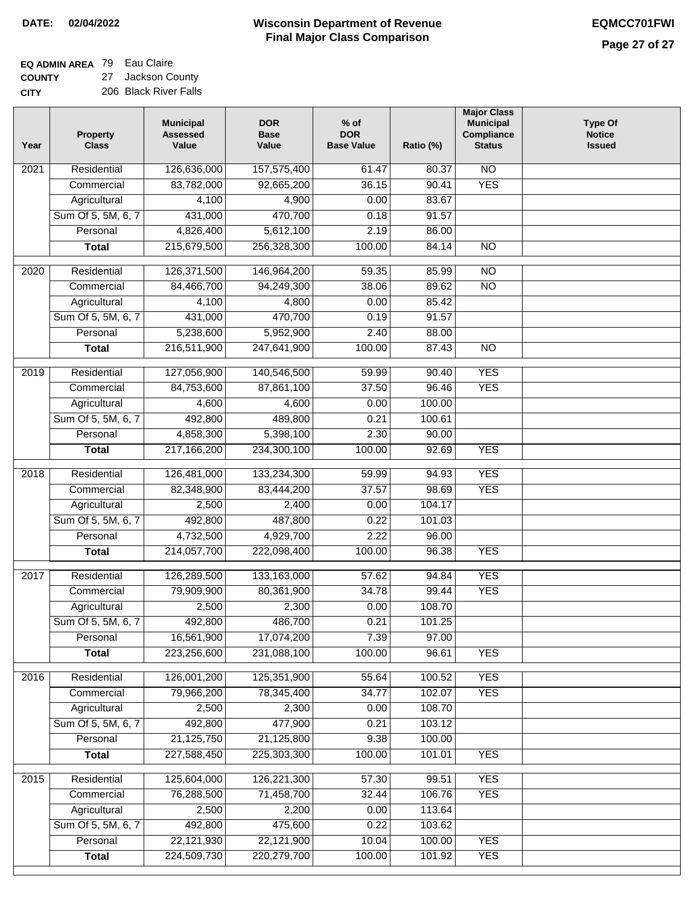**DATE: 02/04/2022**

# Wisconsin Department of Revenue
## Final Major Class Comparison

**EQMCC701FWI**

**EQ ADMIN AREA** 79 Eau Claire
**COUNTY** 27 Jackson County
**CITY** 206 Black River Falls

| Year | Property Class | Municipal Assessed Value | DOR Base Value | % of DOR Base Value | Ratio (%) | Major Class Municipal Compliance Status | Type Of Notice Issued |
|---|---|---|---|---|---|---|---|
| 2021 | Residential | 126,636,000 | 157,575,400 | 61.47 | 80.37 | NO | |
| | Commercial | 83,782,000 | 92,665,200 | 36.15 | 90.41 | YES | |
| | Agricultural | 4,100 | 4,900 | 0.00 | 83.67 | | |
| | Sum Of 5, 5M, 6, 7 | 431,000 | 470,700 | 0.18 | 91.57 | | |
| | Personal | 4,826,400 | 5,612,100 | 2.19 | 86.00 | | |
| | **Total** | 215,679,500 | 256,328,300 | 100.00 | 84.14 | NO | |
| 2020 | Residential | 126,371,500 | 146,964,200 | 59.35 | 85.99 | NO | |
| | Commercial | 84,466,700 | 94,249,300 | 38.06 | 89.62 | NO | |
| | Agricultural | 4,100 | 4,800 | 0.00 | 85.42 | | |
| | Sum Of 5, 5M, 6, 7 | 431,000 | 470,700 | 0.19 | 91.57 | | |
| | Personal | 5,238,600 | 5,952,900 | 2.40 | 88.00 | | |
| | **Total** | 216,511,900 | 247,641,900 | 100.00 | 87.43 | NO | |
| 2019 | Residential | 127,056,900 | 140,546,500 | 59.99 | 90.40 | YES | |
| | Commercial | 84,753,600 | 87,861,100 | 37.50 | 96.46 | YES | |
| | Agricultural | 4,600 | 4,600 | 0.00 | 100.00 | | |
| | Sum Of 5, 5M, 6, 7 | 492,800 | 489,800 | 0.21 | 100.61 | | |
| | Personal | 4,858,300 | 5,398,100 | 2.30 | 90.00 | | |
| | **Total** | 217,166,200 | 234,300,100 | 100.00 | 92.69 | YES | |
| 2018 | Residential | 126,481,000 | 133,234,300 | 59.99 | 94.93 | YES | |
| | Commercial | 82,348,900 | 83,444,200 | 37.57 | 98.69 | YES | |
| | Agricultural | 2,500 | 2,400 | 0.00 | 104.17 | | |
| | Sum Of 5, 5M, 6, 7 | 492,800 | 487,800 | 0.22 | 101.03 | | |
| | Personal | 4,732,500 | 4,929,700 | 2.22 | 96.00 | | |
| | **Total** | 214,057,700 | 222,098,400 | 100.00 | 96.38 | YES | |
| 2017 | Residential | 126,289,500 | 133,163,000 | 57.62 | 94.84 | YES | |
| | Commercial | 79,909,900 | 80,361,900 | 34.78 | 99.44 | YES | |
| | Agricultural | 2,500 | 2,300 | 0.00 | 108.70 | | |
| | Sum Of 5, 5M, 6, 7 | 492,800 | 486,700 | 0.21 | 101.25 | | |
| | Personal | 16,561,900 | 17,074,200 | 7.39 | 97.00 | | |
| | **Total** | 223,256,600 | 231,088,100 | 100.00 | 96.61 | YES | |
| 2016 | Residential | 126,001,200 | 125,351,900 | 55.64 | 100.52 | YES | |
| | Commercial | 79,966,200 | 78,345,400 | 34.77 | 102.07 | YES | |
| | Agricultural | 2,500 | 2,300 | 0.00 | 108.70 | | |
| | Sum Of 5, 5M, 6, 7 | 492,800 | 477,900 | 0.21 | 103.12 | | |
| | Personal | 21,125,750 | 21,125,800 | 9.38 | 100.00 | | |
| | **Total** | 227,588,450 | 225,303,300 | 100.00 | 101.01 | YES | |
| 2015 | Residential | 125,604,000 | 126,221,300 | 57.30 | 99.51 | YES | |
| | Commercial | 76,288,500 | 71,458,700 | 32.44 | 106.76 | YES | |
| | Agricultural | 2,500 | 2,200 | 0.00 | 113.64 | | |
| | Sum Of 5, 5M, 6, 7 | 492,800 | 475,600 | 0.22 | 103.62 | | |
| | Personal | 22,121,930 | 22,121,900 | 10.04 | 100.00 | YES | |
| | **Total** | 224,509,730 | 220,279,700 | 100.00 | 101.92 | YES | |